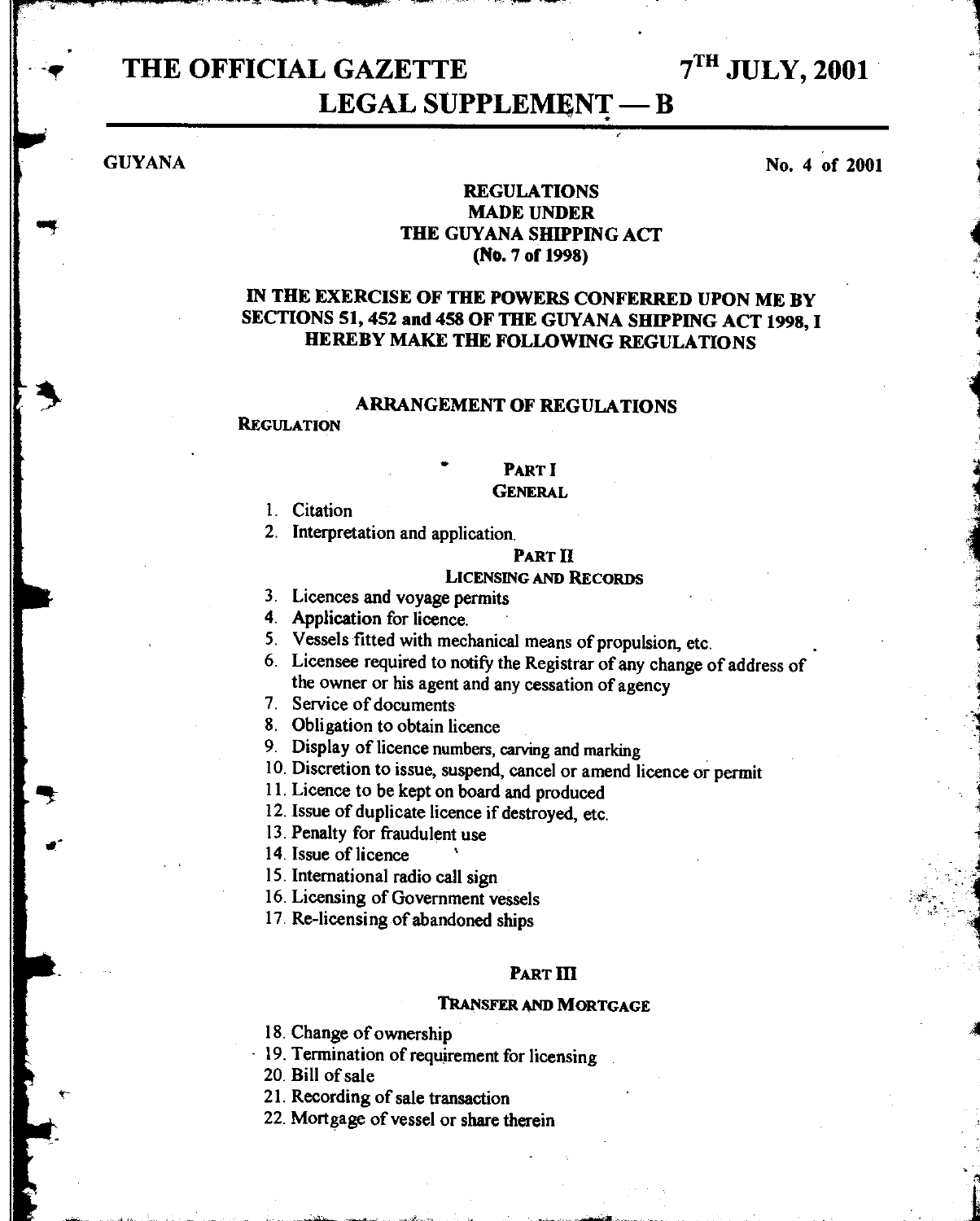# THE OFFICIAL GAZETTE 7TH JULY, 2001

## LEGAL SUPPLEMENT — B

GUYANA No. 4 of 2001

**REGULATIONS**
**MADE UNDER**
**THE GUYANA SHIPPING ACT**
**(No. 7 of 1998)**

**IN THE EXERCISE OF THE POWERS CONFERRED UPON ME BY SECTIONS 51, 452 and 458 OF THE GUYANA SHIPPING ACT 1998, I HEREBY MAKE THE FOLLOWING REGULATIONS**

### ARRANGEMENT OF REGULATIONS

REGULATION

**PART I**

**GENERAL**

1. Citation
2. Interpretation and application.

**PART II**

**LICENSING AND RECORDS**

3. Licences and voyage permits
4. Application for licence.
5. Vessels fitted with mechanical means of propulsion, etc.
6. Licensee required to notify the Registrar of any change of address of the owner or his agent and any cessation of agency
7. Service of documents
8. Obligation to obtain licence
9. Display of licence numbers, carving and marking
10. Discretion to issue, suspend, cancel or amend licence or permit
11. Licence to be kept on board and produced
12. Issue of duplicate licence if destroyed, etc.
13. Penalty for fraudulent use
14. Issue of licence
15. International radio call sign
16. Licensing of Government vessels
17. Re-licensing of abandoned ships

**PART III**

**TRANSFER AND MORTGAGE**

18. Change of ownership
19. Termination of requirement for licensing
20. Bill of sale
21. Recording of sale transaction
22. Mortgage of vessel or share therein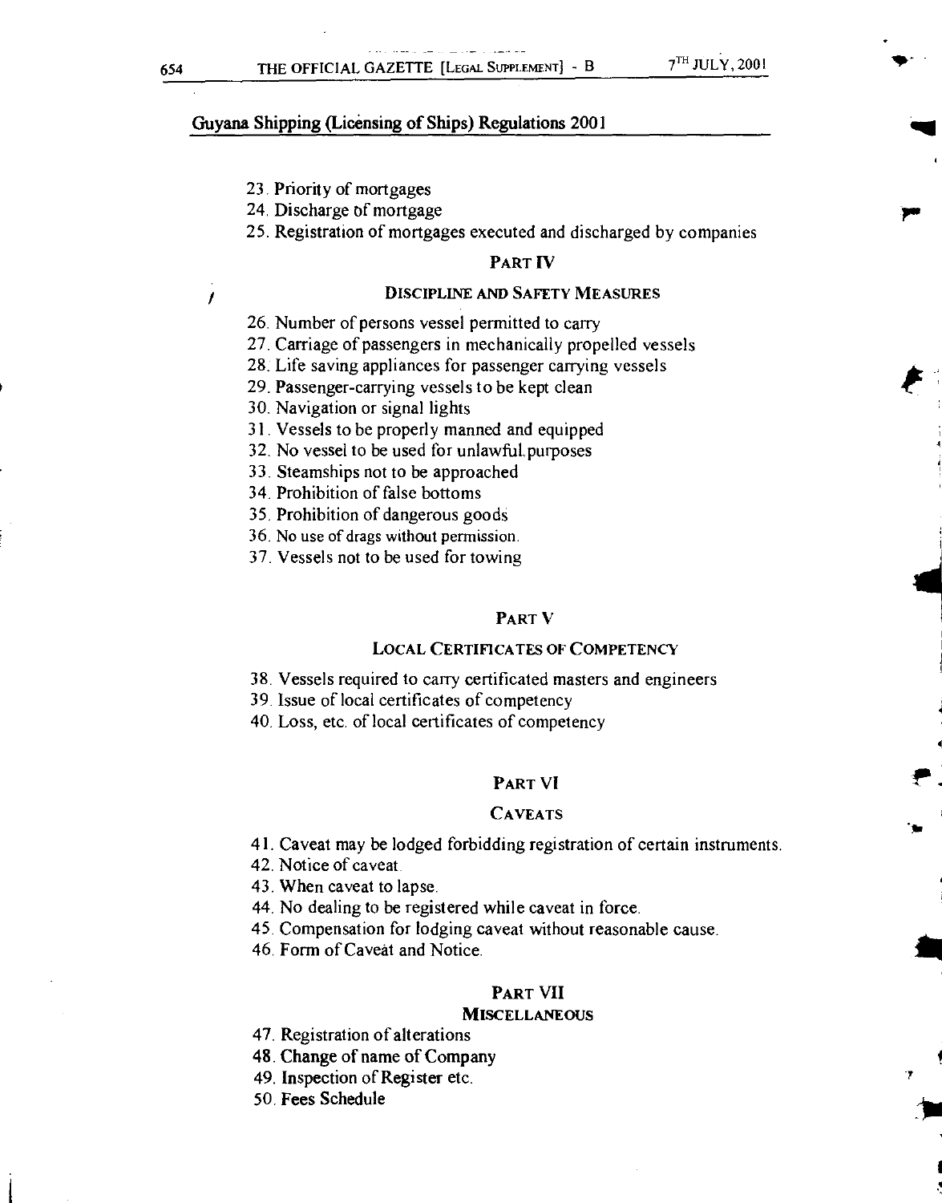Guyana Shipping (Licensing of Ships) Regulations 2001

23. Priority of mortgages
24. Discharge of mortgage
25. Registration of mortgages executed and discharged by companies

## PART IV

### DISCIPLINE AND SAFETY MEASURES

26. Number of persons vessel permitted to carry
27. Carriage of passengers in mechanically propelled vessels
28. Life saving appliances for passenger carrying vessels
29. Passenger-carrying vessels to be kept clean
30. Navigation or signal lights
31. Vessels to be properly manned and equipped
32. No vessel to be used for unlawful purposes
33. Steamships not to be approached
34. Prohibition of false bottoms
35. Prohibition of dangerous goods
36. No use of drags without permission.
37. Vessels not to be used for towing

## PART V

### LOCAL CERTIFICATES OF COMPETENCY

38. Vessels required to carry certificated masters and engineers
39. Issue of local certificates of competency
40. Loss, etc. of local certificates of competency

## PART VI

### CAVEATS

41. Caveat may be lodged forbidding registration of certain instruments.
42. Notice of caveat.
43. When caveat to lapse.
44. No dealing to be registered while caveat in force.
45. Compensation for lodging caveat without reasonable cause.
46. Form of Caveat and Notice.

## PART VII

### MISCELLANEOUS

47. Registration of alterations
48. Change of name of Company
49. Inspection of Register etc.
50. Fees Schedule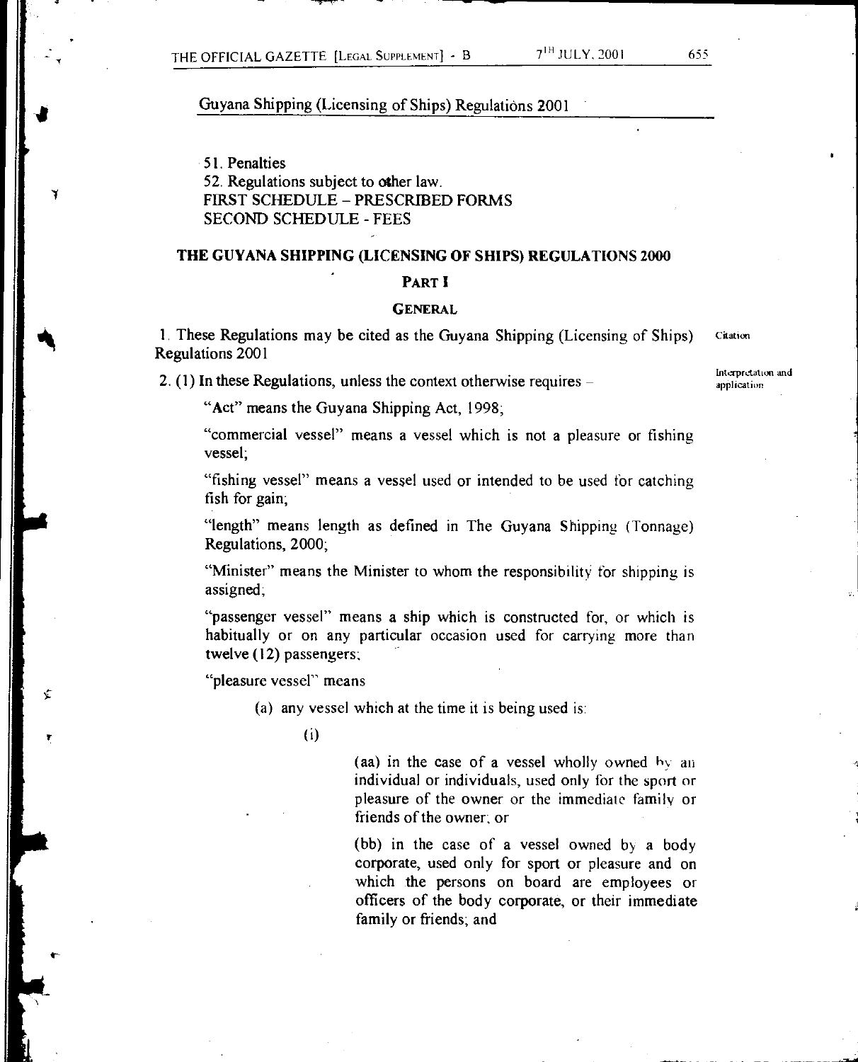Guyana Shipping (Licensing of Ships) Regulations 2001

51. Penalties
52. Regulations subject to other law.
FIRST SCHEDULE – PRESCRIBED FORMS
SECOND SCHEDULE - FEES

## THE GUYANA SHIPPING (LICENSING OF SHIPS) REGULATIONS 2000

### PART I

### GENERAL

Citation

1. These Regulations may be cited as the Guyana Shipping (Licensing of Ships) Regulations 2001

Interpretation and application

2. (1) In these Regulations, unless the context otherwise requires –

"Act" means the Guyana Shipping Act, 1998;

"commercial vessel" means a vessel which is not a pleasure or fishing vessel;

"fishing vessel" means a vessel used or intended to be used for catching fish for gain;

"length" means length as defined in The Guyana Shipping (Tonnage) Regulations, 2000;

"Minister" means the Minister to whom the responsibility for shipping is assigned;

"passenger vessel" means a ship which is constructed for, or which is habitually or on any particular occasion used for carrying more than twelve (12) passengers;

"pleasure vessel" means

(a) any vessel which at the time it is being used is:

(i)

(aa) in the case of a vessel wholly owned by an individual or individuals, used only for the sport or pleasure of the owner or the immediate family or friends of the owner; or

(bb) in the case of a vessel owned by a body corporate, used only for sport or pleasure and on which the persons on board are employees or officers of the body corporate, or their immediate family or friends; and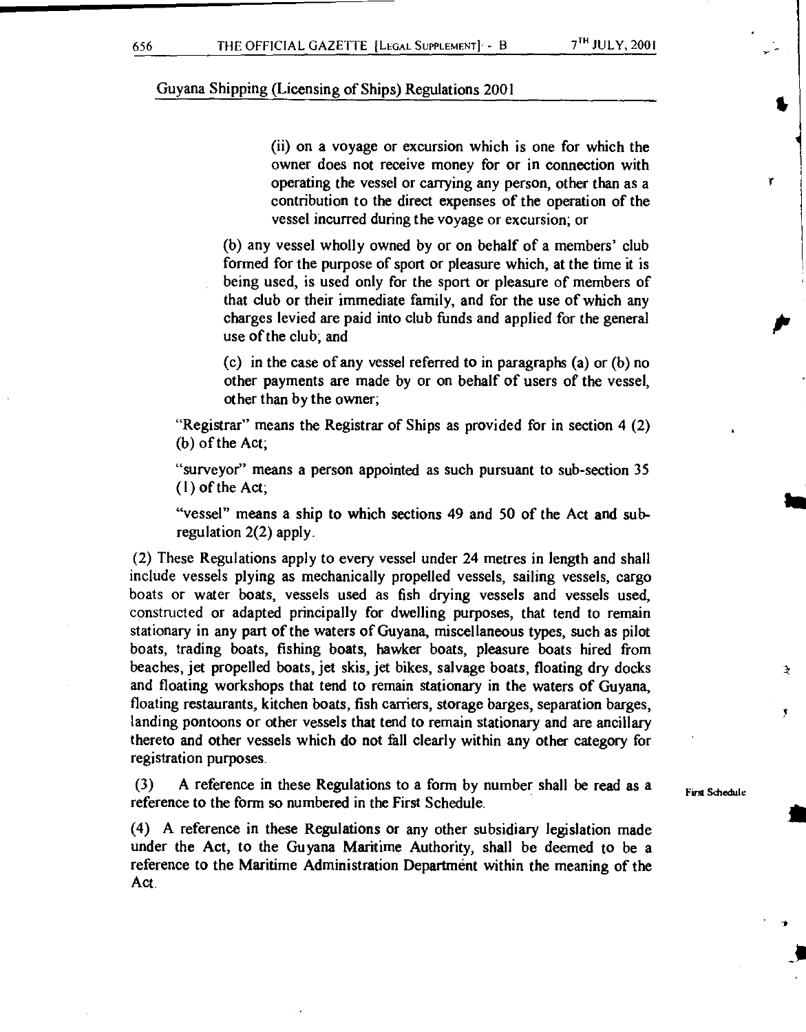(ii) on a voyage or excursion which is one for which the owner does not receive money for or in connection with operating the vessel or carrying any person, other than as a contribution to the direct expenses of the operation of the vessel incurred during the voyage or excursion; or

(b) any vessel wholly owned by or on behalf of a members' club formed for the purpose of sport or pleasure which, at the time it is being used, is used only for the sport or pleasure of members of that club or their immediate family, and for the use of which any charges levied are paid into club funds and applied for the general use of the club; and

(c) in the case of any vessel referred to in paragraphs (a) or (b) no other payments are made by or on behalf of users of the vessel, other than by the owner;

"Registrar" means the Registrar of Ships as provided for in section 4 (2) (b) of the Act;

"surveyor" means a person appointed as such pursuant to sub-section 35 (1) of the Act;

"vessel" means a ship to which sections 49 and 50 of the Act and sub-regulation 2(2) apply.

(2) These Regulations apply to every vessel under 24 metres in length and shall include vessels plying as mechanically propelled vessels, sailing vessels, cargo boats or water boats, vessels used as fish drying vessels and vessels used, constructed or adapted principally for dwelling purposes, that tend to remain stationary in any part of the waters of Guyana, miscellaneous types, such as pilot boats, trading boats, fishing boats, hawker boats, pleasure boats hired from beaches, jet propelled boats, jet skis, jet bikes, salvage boats, floating dry docks and floating workshops that tend to remain stationary in the waters of Guyana, floating restaurants, kitchen boats, fish carriers, storage barges, separation barges, landing pontoons or other vessels that tend to remain stationary and are ancillary thereto and other vessels which do not fall clearly within any other category for registration purposes.

(3) A reference in these Regulations to a form by number shall be read as a reference to the form so numbered in the First Schedule.

First Schedule

(4) A reference in these Regulations or any other subsidiary legislation made under the Act, to the Guyana Maritime Authority, shall be deemed to be a reference to the Maritime Administration Department within the meaning of the Act.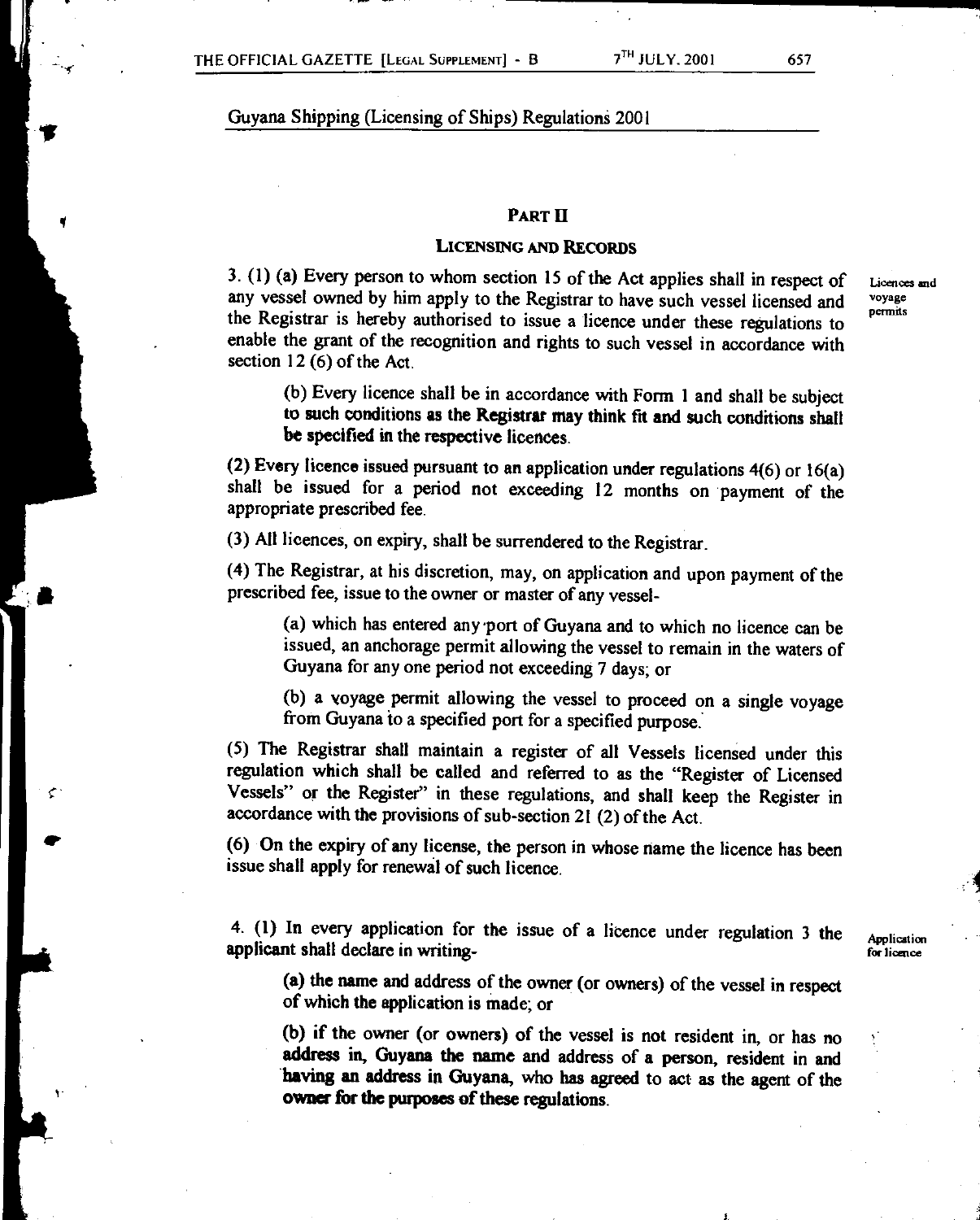Guyana Shipping (Licensing of Ships) Regulations 2001

## PART II

### LICENSING AND RECORDS

Licences and voyage permits

3. (1) (a) Every person to whom section 15 of the Act applies shall in respect of any vessel owned by him apply to the Registrar to have such vessel licensed and the Registrar is hereby authorised to issue a licence under these regulations to enable the grant of the recognition and rights to such vessel in accordance with section 12 (6) of the Act.

(b) Every licence shall be in accordance with Form 1 and shall be subject to such conditions as the Registrar may think fit and such conditions shall be specified in the respective licences.

(2) Every licence issued pursuant to an application under regulations 4(6) or 16(a) shall be issued for a period not exceeding 12 months on payment of the appropriate prescribed fee.

(3) All licences, on expiry, shall be surrendered to the Registrar.

(4) The Registrar, at his discretion, may, on application and upon payment of the prescribed fee, issue to the owner or master of any vessel-

(a) which has entered any port of Guyana and to which no licence can be issued, an anchorage permit allowing the vessel to remain in the waters of Guyana for any one period not exceeding 7 days; or

(b) a voyage permit allowing the vessel to proceed on a single voyage from Guyana to a specified port for a specified purpose.

(5) The Registrar shall maintain a register of all Vessels licensed under this regulation which shall be called and referred to as the "Register of Licensed Vessels" or the Register" in these regulations, and shall keep the Register in accordance with the provisions of sub-section 21 (2) of the Act.

(6) On the expiry of any license, the person in whose name the licence has been issue shall apply for renewal of such licence.

Application for licence

4. (1) In every application for the issue of a licence under regulation 3 the applicant shall declare in writing-

(a) the name and address of the owner (or owners) of the vessel in respect of which the application is made; or

(b) if the owner (or owners) of the vessel is not resident in, or has no address in, Guyana the name and address of a person, resident in and having an address in Guyana, who has agreed to act as the agent of the owner for the purposes of these regulations.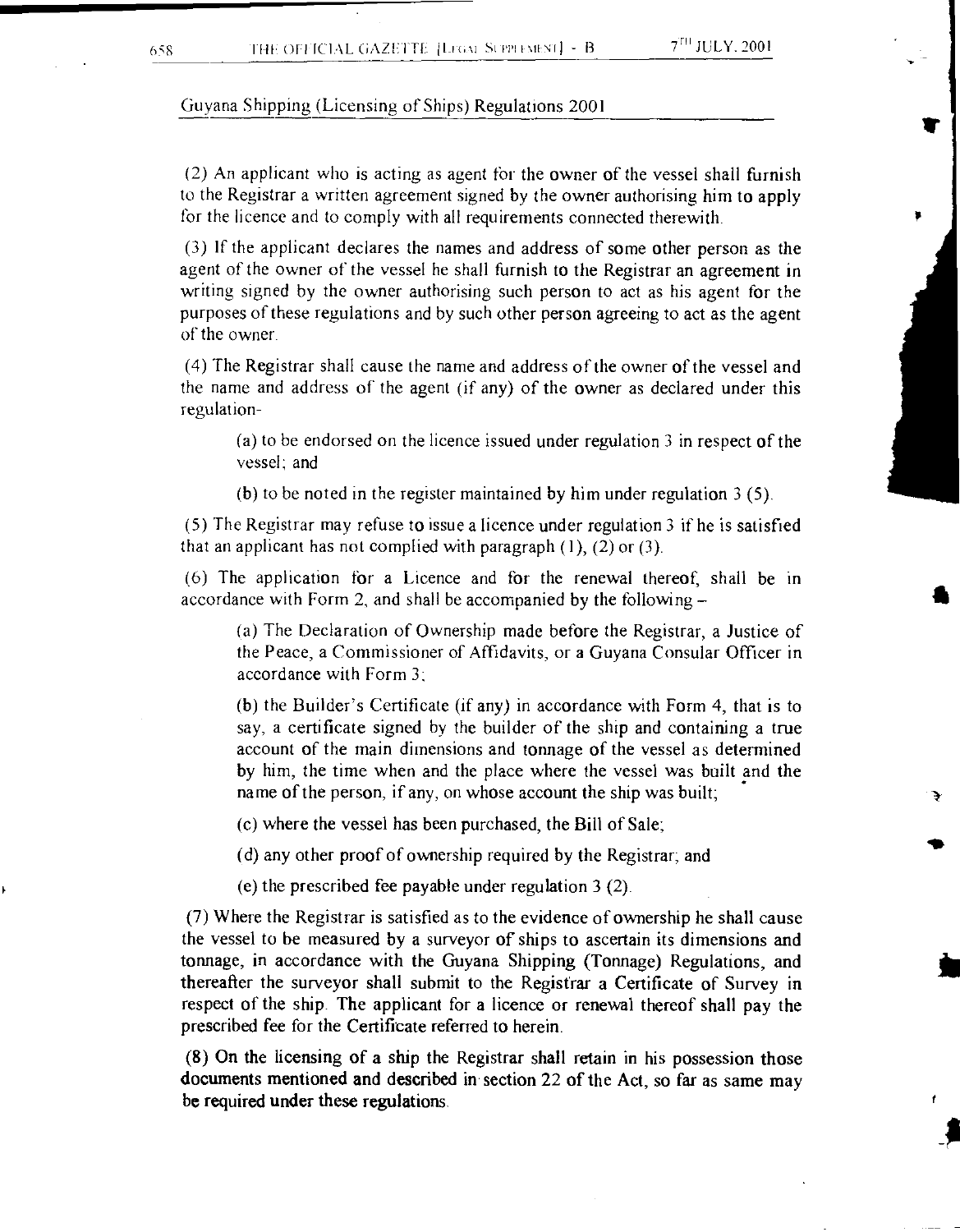(2) An applicant who is acting as agent for the owner of the vessel shall furnish to the Registrar a written agreement signed by the owner authorising him to apply for the licence and to comply with all requirements connected therewith.

(3) If the applicant declares the names and address of some other person as the agent of the owner of the vessel he shall furnish to the Registrar an agreement in writing signed by the owner authorising such person to act as his agent for the purposes of these regulations and by such other person agreeing to act as the agent of the owner.

(4) The Registrar shall cause the name and address of the owner of the vessel and the name and address of the agent (if any) of the owner as declared under this regulation-

(a) to be endorsed on the licence issued under regulation 3 in respect of the vessel; and

(b) to be noted in the register maintained by him under regulation 3 (5).

(5) The Registrar may refuse to issue a licence under regulation 3 if he is satisfied that an applicant has not complied with paragraph (1), (2) or (3).

(6) The application for a Licence and for the renewal thereof, shall be in accordance with Form 2, and shall be accompanied by the following –

(a) The Declaration of Ownership made before the Registrar, a Justice of the Peace, a Commissioner of Affidavits, or a Guyana Consular Officer in accordance with Form 3;

(b) the Builder's Certificate (if any) in accordance with Form 4, that is to say, a certificate signed by the builder of the ship and containing a true account of the main dimensions and tonnage of the vessel as determined by him, the time when and the place where the vessel was built and the name of the person, if any, on whose account the ship was built;

(c) where the vessel has been purchased, the Bill of Sale;

(d) any other proof of ownership required by the Registrar; and

(e) the prescribed fee payable under regulation 3 (2).

(7) Where the Registrar is satisfied as to the evidence of ownership he shall cause the vessel to be measured by a surveyor of ships to ascertain its dimensions and tonnage, in accordance with the Guyana Shipping (Tonnage) Regulations, and thereafter the surveyor shall submit to the Registrar a Certificate of Survey in respect of the ship. The applicant for a licence or renewal thereof shall pay the prescribed fee for the Certificate referred to herein.

(8) On the licensing of a ship the Registrar shall retain in his possession those documents mentioned and described in section 22 of the Act, so far as same may be required under these regulations.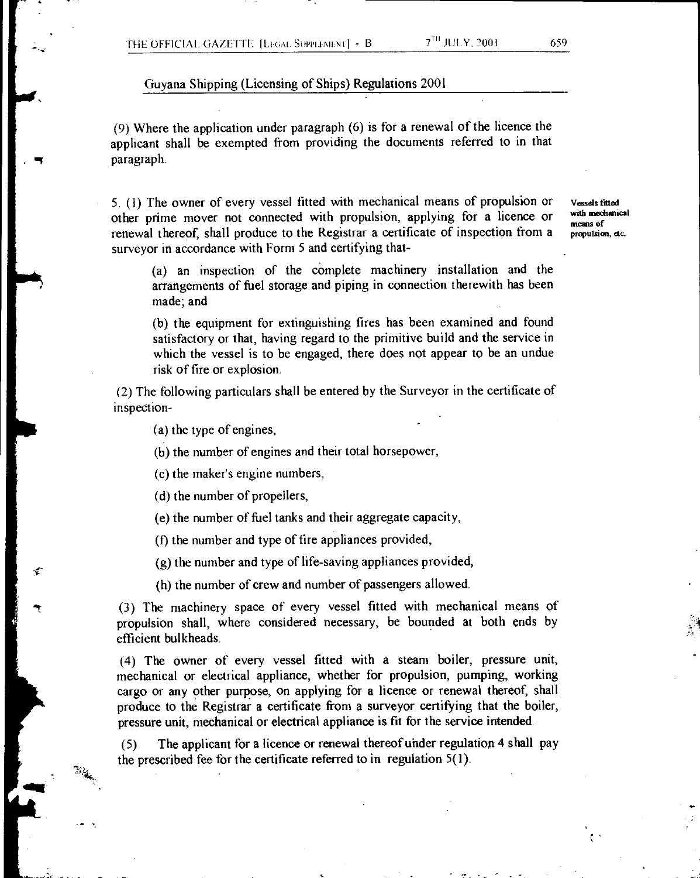Guyana Shipping (Licensing of Ships) Regulations 2001

(9) Where the application under paragraph (6) is for a renewal of the licence the applicant shall be exempted from providing the documents referred to in that paragraph.

**Vessels fitted with mechanical means of propulsion, etc.**

5. (1) The owner of every vessel fitted with mechanical means of propulsion or other prime mover not connected with propulsion, applying for a licence or renewal thereof, shall produce to the Registrar a certificate of inspection from a surveyor in accordance with Form 5 and certifying that-

(a) an inspection of the complete machinery installation and the arrangements of fuel storage and piping in connection therewith has been made; and

(b) the equipment for extinguishing fires has been examined and found satisfactory or that, having regard to the primitive build and the service in which the vessel is to be engaged, there does not appear to be an undue risk of fire or explosion.

(2) The following particulars shall be entered by the Surveyor in the certificate of inspection-

(a) the type of engines,

(b) the number of engines and their total horsepower,

(c) the maker's engine numbers,

(d) the number of propellers,

(e) the number of fuel tanks and their aggregate capacity,

(f) the number and type of fire appliances provided,

(g) the number and type of life-saving appliances provided,

(h) the number of crew and number of passengers allowed.

(3) The machinery space of every vessel fitted with mechanical means of propulsion shall, where considered necessary, be bounded at both ends by efficient bulkheads.

(4) The owner of every vessel fitted with a steam boiler, pressure unit, mechanical or electrical appliance, whether for propulsion, pumping, working cargo or any other purpose, on applying for a licence or renewal thereof, shall produce to the Registrar a certificate from a surveyor certifying that the boiler, pressure unit, mechanical or electrical appliance is fit for the service intended.

(5) The applicant for a licence or renewal thereof under regulation 4 shall pay the prescribed fee for the certificate referred to in regulation 5(1).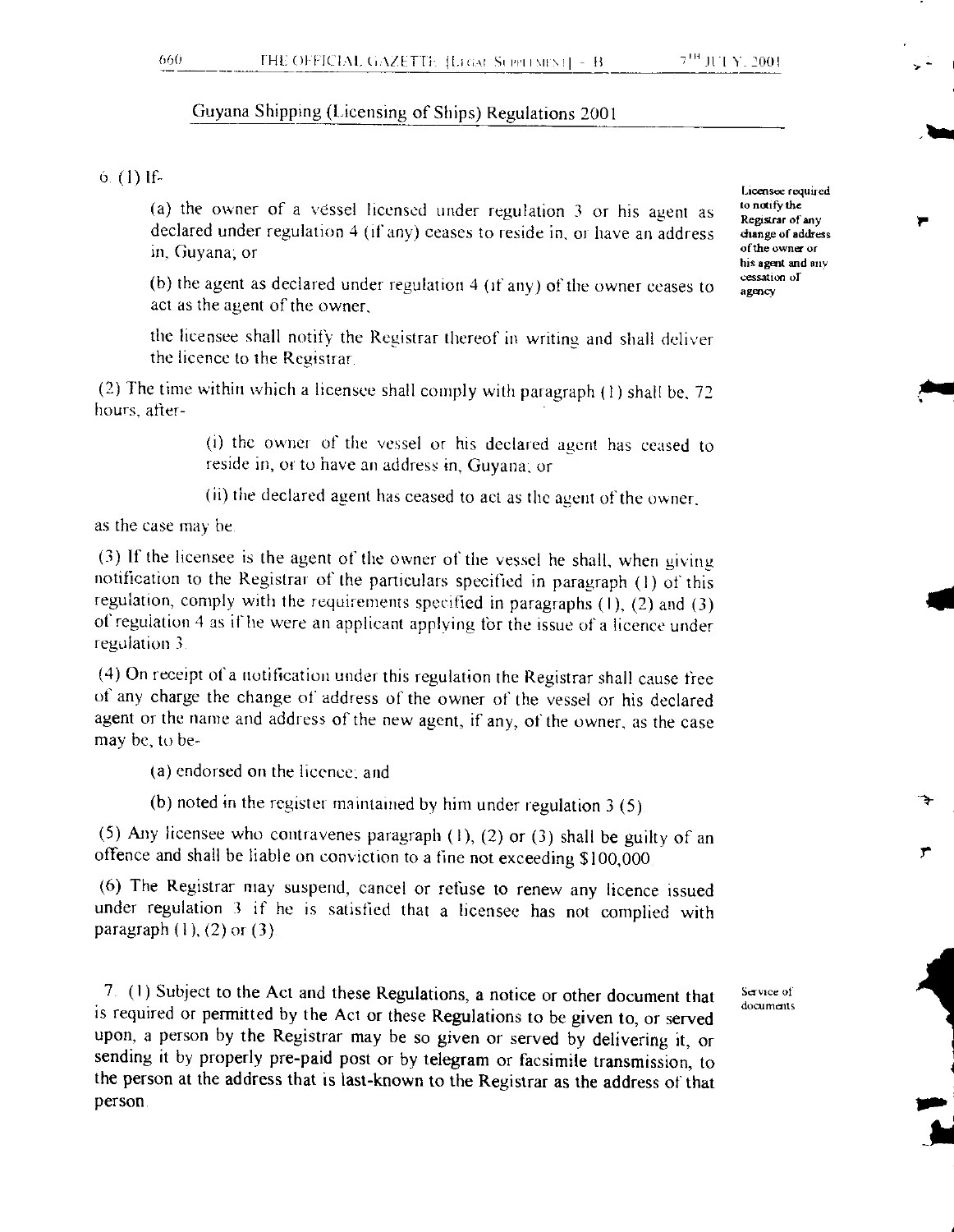Guyana Shipping (Licensing of Ships) Regulations 2001

*Licensee required to notify the Registrar of any change of address of the owner or his agent and any cessation of agency*

6. (1) If-

(a) the owner of a vessel licensed under regulation 3 or his agent as declared under regulation 4 (if any) ceases to reside in, or have an address in, Guyana; or

(b) the agent as declared under regulation 4 (if any) of the owner ceases to act as the agent of the owner,

the licensee shall notify the Registrar thereof in writing and shall deliver the licence to the Registrar.

(2) The time within which a licensee shall comply with paragraph (1) shall be, 72 hours, after-

(i) the owner of the vessel or his declared agent has ceased to reside in, or to have an address in, Guyana; or

(ii) the declared agent has ceased to act as the agent of the owner,

as the case may be.

(3) If the licensee is the agent of the owner of the vessel he shall, when giving notification to the Registrar of the particulars specified in paragraph (1) of this regulation, comply with the requirements specified in paragraphs (1), (2) and (3) of regulation 4 as if he were an applicant applying for the issue of a licence under regulation 3.

(4) On receipt of a notification under this regulation the Registrar shall cause free of any charge the change of address of the owner of the vessel or his declared agent or the name and address of the new agent, if any, of the owner, as the case may be, to be-

(a) endorsed on the licence; and

(b) noted in the register maintained by him under regulation 3 (5).

(5) Any licensee who contravenes paragraph (1), (2) or (3) shall be guilty of an offence and shall be liable on conviction to a fine not exceeding $100,000

(6) The Registrar may suspend, cancel or refuse to renew any licence issued under regulation 3 if he is satisfied that a licensee has not complied with paragraph (1), (2) or (3).

*Service of documents*

7. (1) Subject to the Act and these Regulations, a notice or other document that is required or permitted by the Act or these Regulations to be given to, or served upon, a person by the Registrar may be so given or served by delivering it, or sending it by properly pre-paid post or by telegram or facsimile transmission, to the person at the address that is last-known to the Registrar as the address of that person.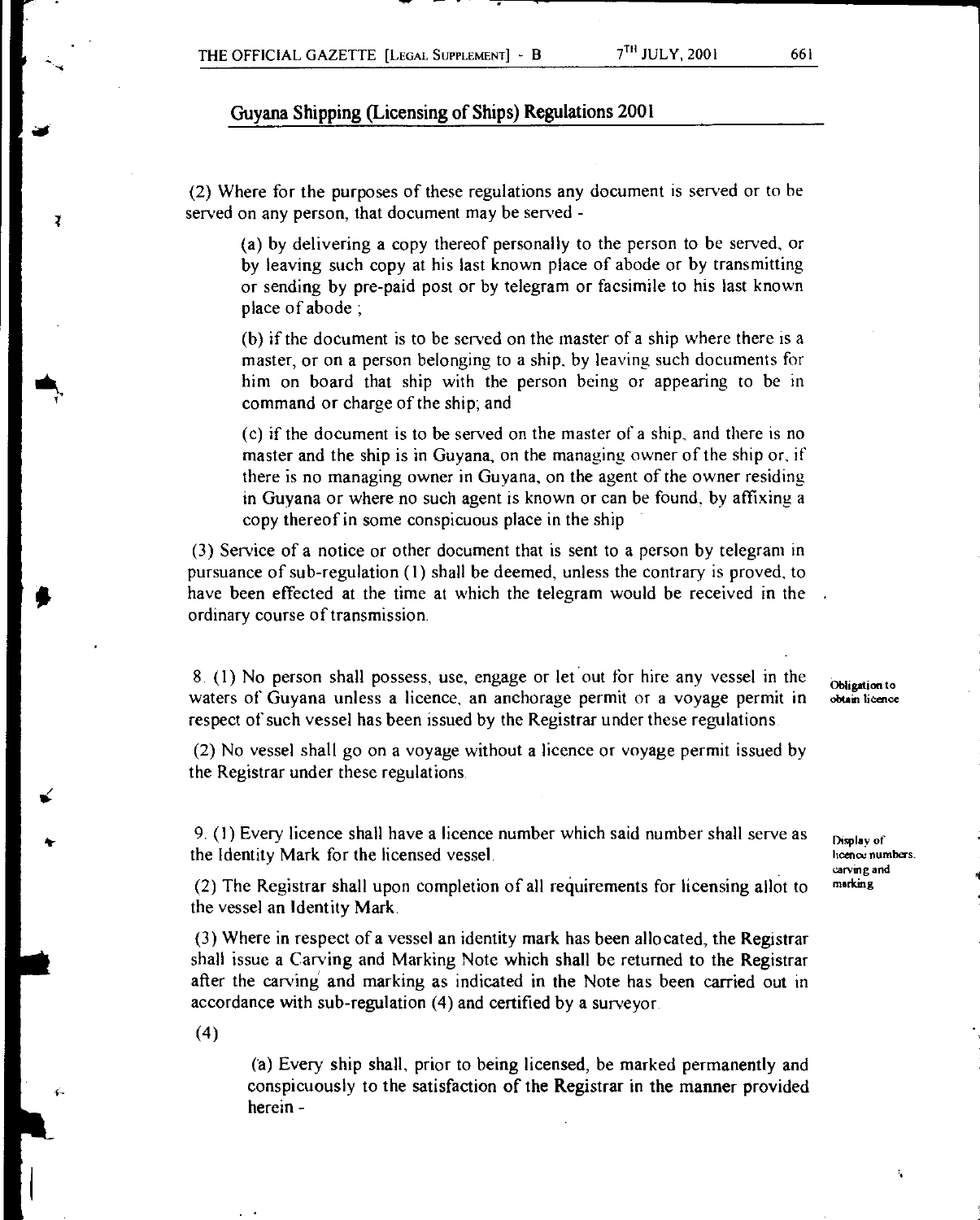## Guyana Shipping (Licensing of Ships) Regulations 2001

(2) Where for the purposes of these regulations any document is served or to be served on any person, that document may be served -

(a) by delivering a copy thereof personally to the person to be served, or by leaving such copy at his last known place of abode or by transmitting or sending by pre-paid post or by telegram or facsimile to his last known place of abode ;

(b) if the document is to be served on the master of a ship where there is a master, or on a person belonging to a ship, by leaving such documents for him on board that ship with the person being or appearing to be in command or charge of the ship; and

(c) if the document is to be served on the master of a ship, and there is no master and the ship is in Guyana, on the managing owner of the ship or, if there is no managing owner in Guyana, on the agent of the owner residing in Guyana or where no such agent is known or can be found, by affixing a copy thereof in some conspicuous place in the ship

(3) Service of a notice or other document that is sent to a person by telegram in pursuance of sub-regulation (1) shall be deemed, unless the contrary is proved, to have been effected at the time at which the telegram would be received in the ordinary course of transmission.

*Obligation to obtain licence*

8. (1) No person shall possess, use, engage or let out for hire any vessel in the waters of Guyana unless a licence, an anchorage permit or a voyage permit in respect of such vessel has been issued by the Registrar under these regulations.

(2) No vessel shall go on a voyage without a licence or voyage permit issued by the Registrar under these regulations.

*Display of licence numbers, carving and marking*

9. (1) Every licence shall have a licence number which said number shall serve as the Identity Mark for the licensed vessel.

(2) The Registrar shall upon completion of all requirements for licensing allot to the vessel an Identity Mark.

(3) Where in respect of a vessel an identity mark has been allocated, the Registrar shall issue a Carving and Marking Note which shall be returned to the Registrar after the carving and marking as indicated in the Note has been carried out in accordance with sub-regulation (4) and certified by a surveyor.

(4)

(a) Every ship shall, prior to being licensed, be marked permanently and conspicuously to the satisfaction of the Registrar in the manner provided herein -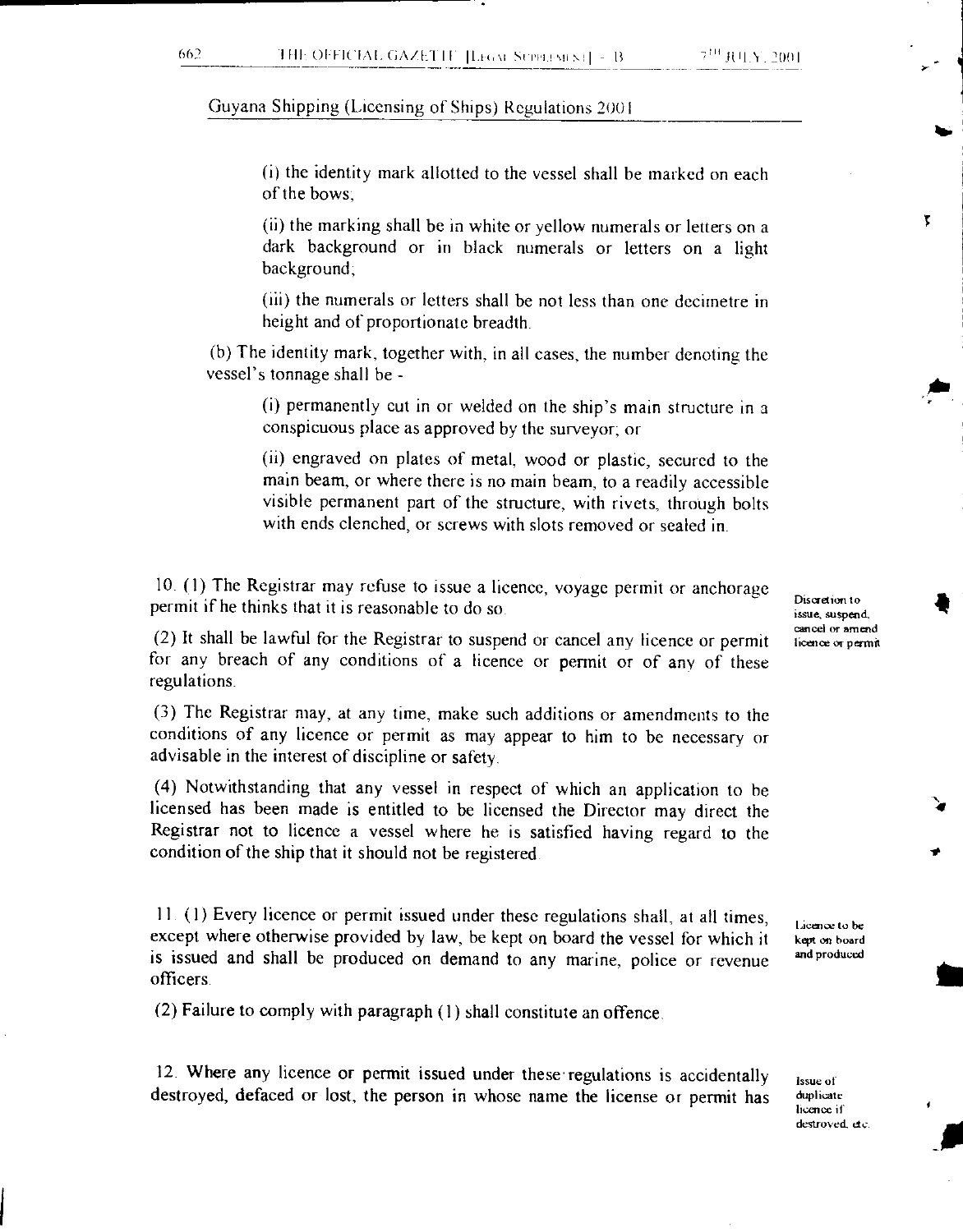Guyana Shipping (Licensing of Ships) Regulations 2001

(i) the identity mark allotted to the vessel shall be marked on each of the bows;

(ii) the marking shall be in white or yellow numerals or letters on a dark background or in black numerals or letters on a light background;

(iii) the numerals or letters shall be not less than one decimetre in height and of proportionate breadth.

(b) The identity mark, together with, in all cases, the number denoting the vessel's tonnage shall be -

(i) permanently cut in or welded on the ship's main structure in a conspicuous place as approved by the surveyor; or

(ii) engraved on plates of metal, wood or plastic, secured to the main beam, or where there is no main beam, to a readily accessible visible permanent part of the structure, with rivets, through bolts with ends clenched, or screws with slots removed or sealed in.

*Discretion to issue, suspend, cancel or amend licence or permit*

10. (1) The Registrar may refuse to issue a licence, voyage permit or anchorage permit if he thinks that it is reasonable to do so.

(2) It shall be lawful for the Registrar to suspend or cancel any licence or permit for any breach of any conditions of a licence or permit or of any of these regulations.

(3) The Registrar may, at any time, make such additions or amendments to the conditions of any licence or permit as may appear to him to be necessary or advisable in the interest of discipline or safety.

(4) Notwithstanding that any vessel in respect of which an application to be licensed has been made is entitled to be licensed the Director may direct the Registrar not to licence a vessel where he is satisfied having regard to the condition of the ship that it should not be registered.

*Licence to be kept on board and produced*

11. (1) Every licence or permit issued under these regulations shall, at all times, except where otherwise provided by law, be kept on board the vessel for which it is issued and shall be produced on demand to any marine, police or revenue officers.

(2) Failure to comply with paragraph (1) shall constitute an offence.

*Issue of duplicate licence if destroyed, etc.*

12. Where any licence or permit issued under these regulations is accidentally destroyed, defaced or lost, the person in whose name the license or permit has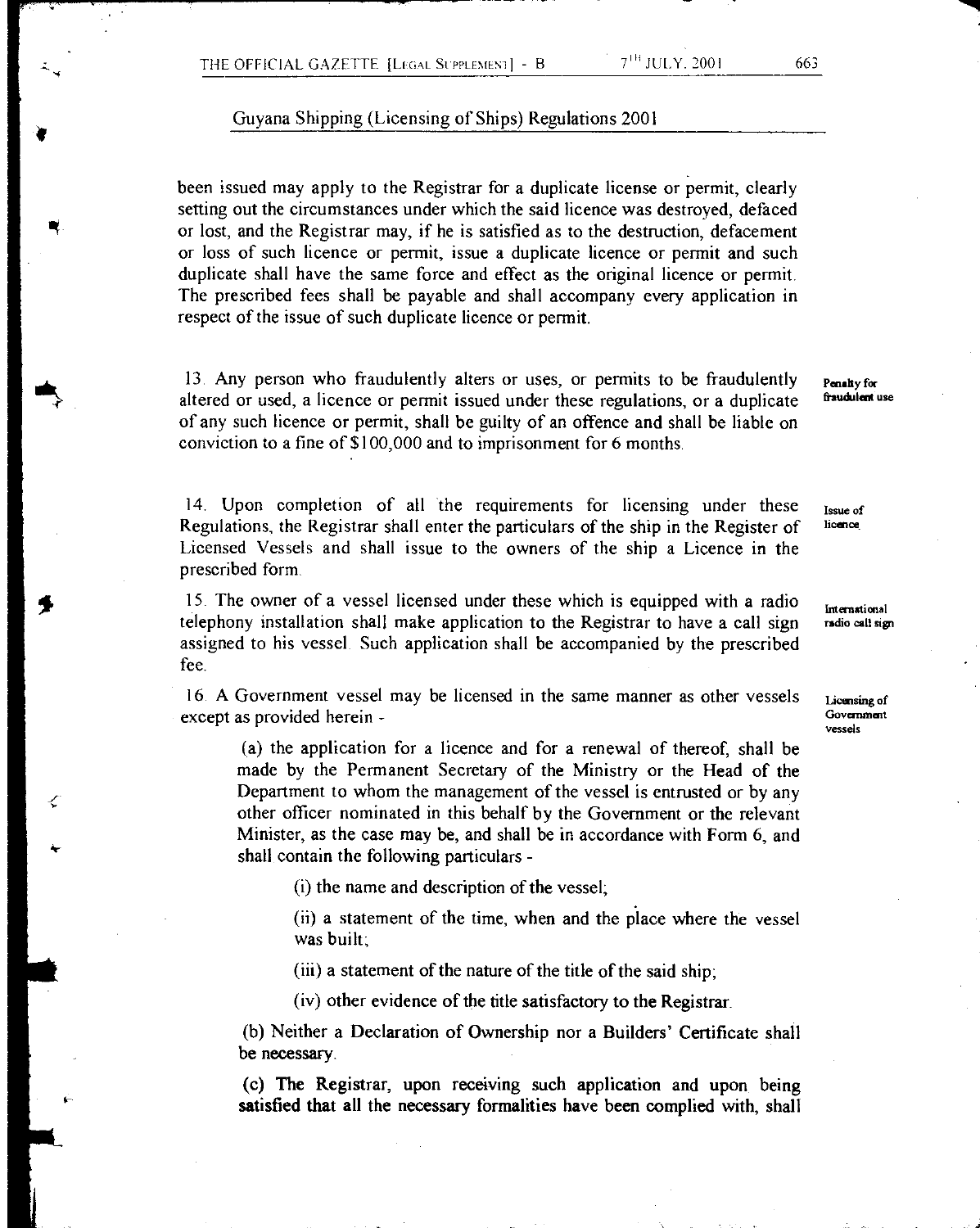been issued may apply to the Registrar for a duplicate license or permit, clearly setting out the circumstances under which the said licence was destroyed, defaced or lost, and the Registrar may, if he is satisfied as to the destruction, defacement or loss of such licence or permit, issue a duplicate licence or permit and such duplicate shall have the same force and effect as the original licence or permit. The prescribed fees shall be payable and shall accompany every application in respect of the issue of such duplicate licence or permit.

**Penalty for fraudulent use**

13. Any person who fraudulently alters or uses, or permits to be fraudulently altered or used, a licence or permit issued under these regulations, or a duplicate of any such licence or permit, shall be guilty of an offence and shall be liable on conviction to a fine of $100,000 and to imprisonment for 6 months.

**Issue of licence**

14. Upon completion of all the requirements for licensing under these Regulations, the Registrar shall enter the particulars of the ship in the Register of Licensed Vessels and shall issue to the owners of the ship a Licence in the prescribed form.

**International radio call sign**

15. The owner of a vessel licensed under these which is equipped with a radio telephony installation shall make application to the Registrar to have a call sign assigned to his vessel. Such application shall be accompanied by the prescribed fee.

**Licensing of Government vessels**

16. A Government vessel may be licensed in the same manner as other vessels except as provided herein -

(a) the application for a licence and for a renewal of thereof, shall be made by the Permanent Secretary of the Ministry or the Head of the Department to whom the management of the vessel is entrusted or by any other officer nominated in this behalf by the Government or the relevant Minister, as the case may be, and shall be in accordance with Form 6, and shall contain the following particulars -

(i) the name and description of the vessel;

(ii) a statement of the time, when and the place where the vessel was built;

(iii) a statement of the nature of the title of the said ship;

(iv) other evidence of the title satisfactory to the Registrar.

(b) Neither a Declaration of Ownership nor a Builders' Certificate shall be necessary.

(c) The Registrar, upon receiving such application and upon being satisfied that all the necessary formalities have been complied with, shall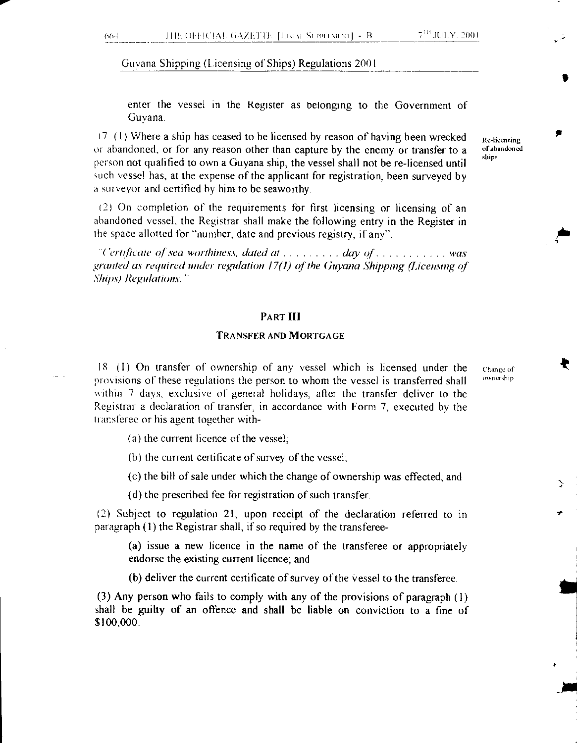Guyana Shipping (Licensing of Ships) Regulations 2001

enter the vessel in the Register as belonging to the Government of Guyana.

Re-licensing of abandoned ships

17. (1) Where a ship has ceased to be licensed by reason of having been wrecked or abandoned, or for any reason other than capture by the enemy or transfer to a person not qualified to own a Guyana ship, the vessel shall not be re-licensed until such vessel has, at the expense of the applicant for registration, been surveyed by a surveyor and certified by him to be seaworthy.

(2) On completion of the requirements for first licensing or licensing of an abandoned vessel, the Registrar shall make the following entry in the Register in the space allotted for "number, date and previous registry, if any":

*"Certificate of sea worthiness, dated at . . . . . . . . . day of . . . . . . . . . . . was granted as required under regulation 17(1) of the Guyana Shipping (Licensing of Ships) Regulations."*

## PART III

### TRANSFER AND MORTGAGE

Change of ownership

18. (1) On transfer of ownership of any vessel which is licensed under the provisions of these regulations the person to whom the vessel is transferred shall within 7 days, exclusive of general holidays, after the transfer deliver to the Registrar a declaration of transfer, in accordance with Form 7, executed by the transferee or his agent together with-

(a) the current licence of the vessel;

(b) the current certificate of survey of the vessel;

(c) the bill of sale under which the change of ownership was effected; and

(d) the prescribed fee for registration of such transfer.

(2) Subject to regulation 21, upon receipt of the declaration referred to in paragraph (1) the Registrar shall, if so required by the transferee-

(a) issue a new licence in the name of the transferee or appropriately endorse the existing current licence; and

(b) deliver the current certificate of survey of the vessel to the transferee.

(3) Any person who fails to comply with any of the provisions of paragraph (1) shall be guilty of an offence and shall be liable on conviction to a fine of $100,000.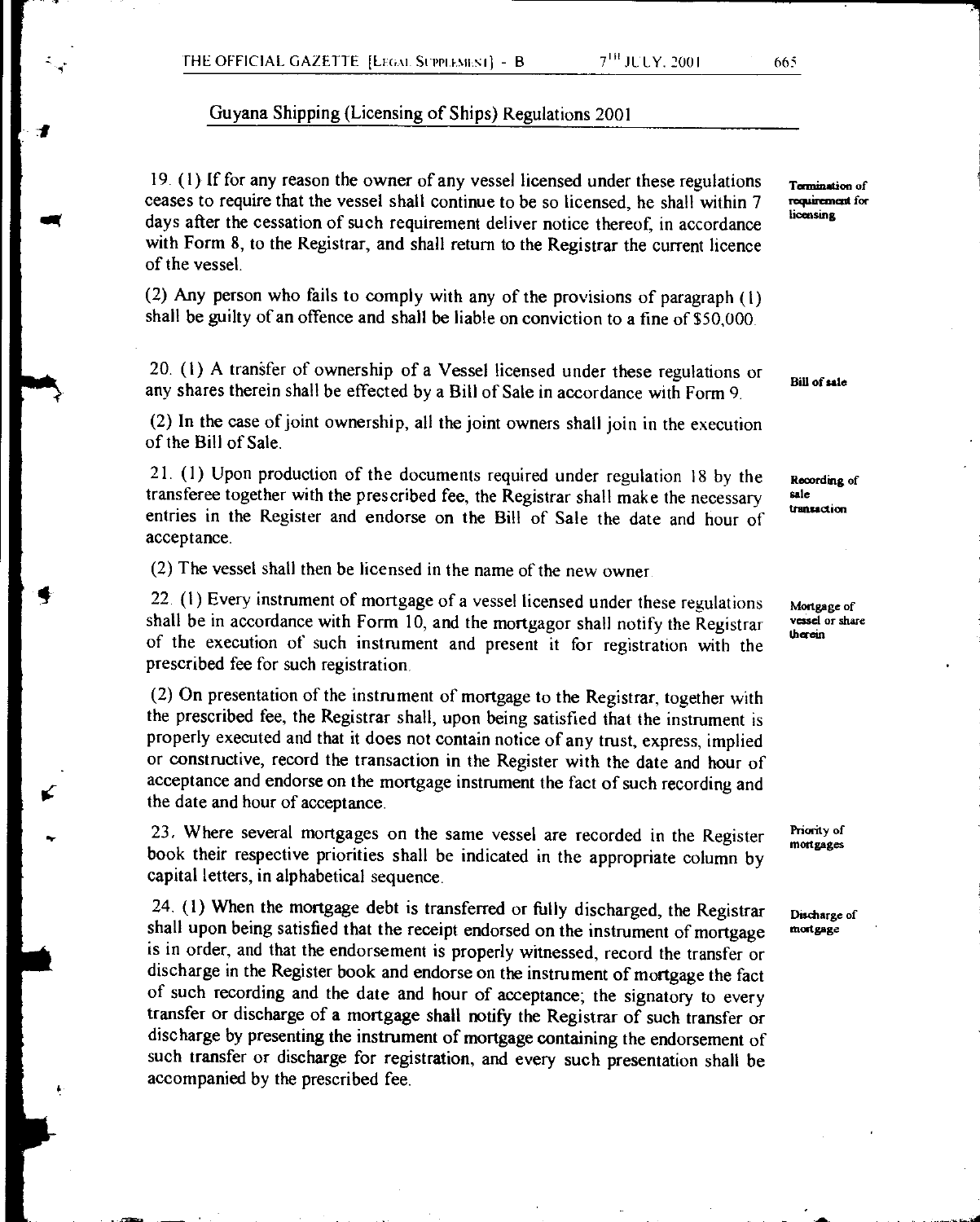Guyana Shipping (Licensing of Ships) Regulations 2001

19. (1) If for any reason the owner of any vessel licensed under these regulations ceases to require that the vessel shall continue to be so licensed, he shall within 7 days after the cessation of such requirement deliver notice thereof, in accordance with Form 8, to the Registrar, and shall return to the Registrar the current licence of the vessel.

**Termination of requirement for licensing**

(2) Any person who fails to comply with any of the provisions of paragraph (1) shall be guilty of an offence and shall be liable on conviction to a fine of $50,000.

20. (1) A transfer of ownership of a Vessel licensed under these regulations or any shares therein shall be effected by a Bill of Sale in accordance with Form 9.

**Bill of sale**

(2) In the case of joint ownership, all the joint owners shall join in the execution of the Bill of Sale.

21. (1) Upon production of the documents required under regulation 18 by the transferee together with the prescribed fee, the Registrar shall make the necessary entries in the Register and endorse on the Bill of Sale the date and hour of acceptance.

**Recording of sale transaction**

(2) The vessel shall then be licensed in the name of the new owner.

22. (1) Every instrument of mortgage of a vessel licensed under these regulations shall be in accordance with Form 10, and the mortgagor shall notify the Registrar of the execution of such instrument and present it for registration with the prescribed fee for such registration.

**Mortgage of vessel or share therein**

(2) On presentation of the instrument of mortgage to the Registrar, together with the prescribed fee, the Registrar shall, upon being satisfied that the instrument is properly executed and that it does not contain notice of any trust, express, implied or constructive, record the transaction in the Register with the date and hour of acceptance and endorse on the mortgage instrument the fact of such recording and the date and hour of acceptance.

23. Where several mortgages on the same vessel are recorded in the Register book their respective priorities shall be indicated in the appropriate column by capital letters, in alphabetical sequence.

**Priority of mortgages**

24. (1) When the mortgage debt is transferred or fully discharged, the Registrar shall upon being satisfied that the receipt endorsed on the instrument of mortgage is in order, and that the endorsement is properly witnessed, record the transfer or discharge in the Register book and endorse on the instrument of mortgage the fact of such recording and the date and hour of acceptance; the signatory to every transfer or discharge of a mortgage shall notify the Registrar of such transfer or discharge by presenting the instrument of mortgage containing the endorsement of such transfer or discharge for registration, and every such presentation shall be accompanied by the prescribed fee.

**Discharge of mortgage**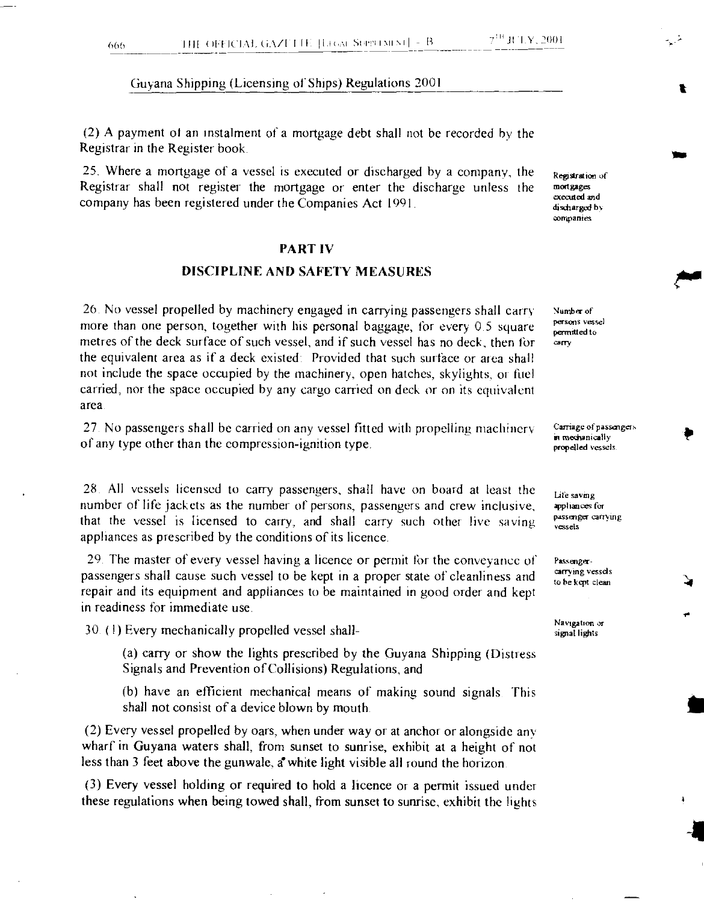Guyana Shipping (Licensing of Ships) Regulations 2001

(2) A payment of an instalment of a mortgage debt shall not be recorded by the Registrar in the Register book.

25. Where a mortgage of a vessel is executed or discharged by a company, the Registrar shall not register the mortgage or enter the discharge unless the company has been registered under the Companies Act 1991.

*Registration of mortgages executed and discharged by companies*

## PART IV

## DISCIPLINE AND SAFETY MEASURES

26. No vessel propelled by machinery engaged in carrying passengers shall carry more than one person, together with his personal baggage, for every 0.5 square metres of the deck surface of such vessel, and if such vessel has no deck, then for the equivalent area as if a deck existed: Provided that such surface or area shall not include the space occupied by the machinery, open hatches, skylights, or fuel carried, nor the space occupied by any cargo carried on deck or on its equivalent area.

*Number of persons vessel permitted to carry*

27. No passengers shall be carried on any vessel fitted with propelling machinery of any type other than the compression-ignition type.

*Carriage of passengers in mechanically propelled vessels.*

28. All vessels licensed to carry passengers, shall have on board at least the number of life jackets as the number of persons, passengers and crew inclusive, that the vessel is licensed to carry, and shall carry such other live saving appliances as prescribed by the conditions of its licence.

*Life saving appliances for passenger carrying vessels*

29. The master of every vessel having a licence or permit for the conveyance of passengers shall cause such vessel to be kept in a proper state of cleanliness and repair and its equipment and appliances to be maintained in good order and kept in readiness for immediate use.

*Passenger-carrying vessels to be kept clean*

30. (1) Every mechanically propelled vessel shall-

*Navigation or signal lights*

(a) carry or show the lights prescribed by the Guyana Shipping (Distress Signals and Prevention of Collisions) Regulations, and

(b) have an efficient mechanical means of making sound signals. This shall not consist of a device blown by mouth.

(2) Every vessel propelled by oars, when under way or at anchor or alongside any wharf in Guyana waters shall, from sunset to sunrise, exhibit at a height of not less than 3 feet above the gunwale, a white light visible all round the horizon.

(3) Every vessel holding or required to hold a licence or a permit issued under these regulations when being towed shall, from sunset to sunrise, exhibit the lights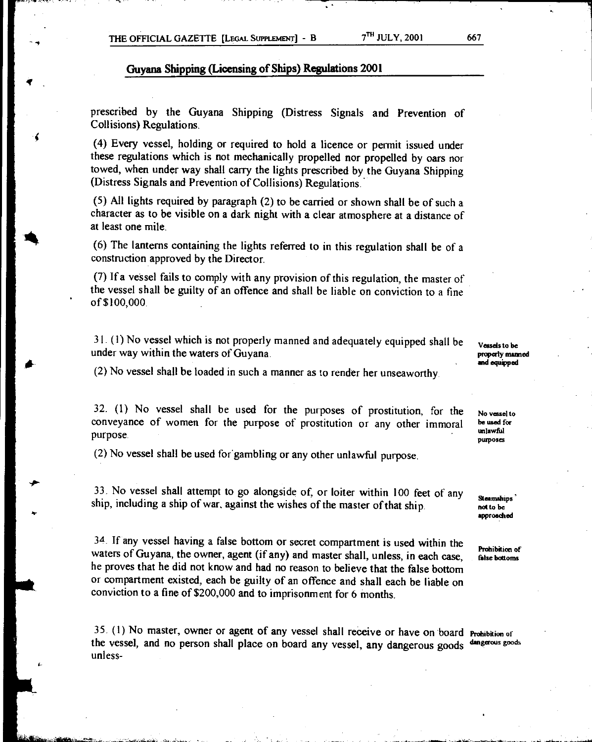prescribed by the Guyana Shipping (Distress Signals and Prevention of Collisions) Regulations.

(4) Every vessel, holding or required to hold a licence or permit issued under these regulations which is not mechanically propelled nor propelled by oars nor towed, when under way shall carry the lights prescribed by the Guyana Shipping (Distress Signals and Prevention of Collisions) Regulations.

(5) All lights required by paragraph (2) to be carried or shown shall be of such a character as to be visible on a dark night with a clear atmosphere at a distance of at least one mile.

(6) The lanterns containing the lights referred to in this regulation shall be of a construction approved by the Director.

(7) If a vessel fails to comply with any provision of this regulation, the master of the vessel shall be guilty of an offence and shall be liable on conviction to a fine of $100,000.

**Vessels to be properly manned and equipped**

31. (1) No vessel which is not properly manned and adequately equipped shall be under way within the waters of Guyana.

(2) No vessel shall be loaded in such a manner as to render her unseaworthy.

**No vessel to be used for unlawful purposes**

32. (1) No vessel shall be used for the purposes of prostitution, for the conveyance of women for the purpose of prostitution or any other immoral purpose.

(2) No vessel shall be used for gambling or any other unlawful purpose.

**Steamships not to be approached**

33. No vessel shall attempt to go alongside of, or loiter within 100 feet of any ship, including a ship of war, against the wishes of the master of that ship.

**Prohibition of false bottoms**

34. If any vessel having a false bottom or secret compartment is used within the waters of Guyana, the owner, agent (if any) and master shall, unless, in each case, he proves that he did not know and had no reason to believe that the false bottom or compartment existed, each be guilty of an offence and shall each be liable on conviction to a fine of $200,000 and to imprisonment for 6 months.

**Prohibition of dangerous goods**

35. (1) No master, owner or agent of any vessel shall receive or have on board the vessel, and no person shall place on board any vessel, any dangerous goods unless-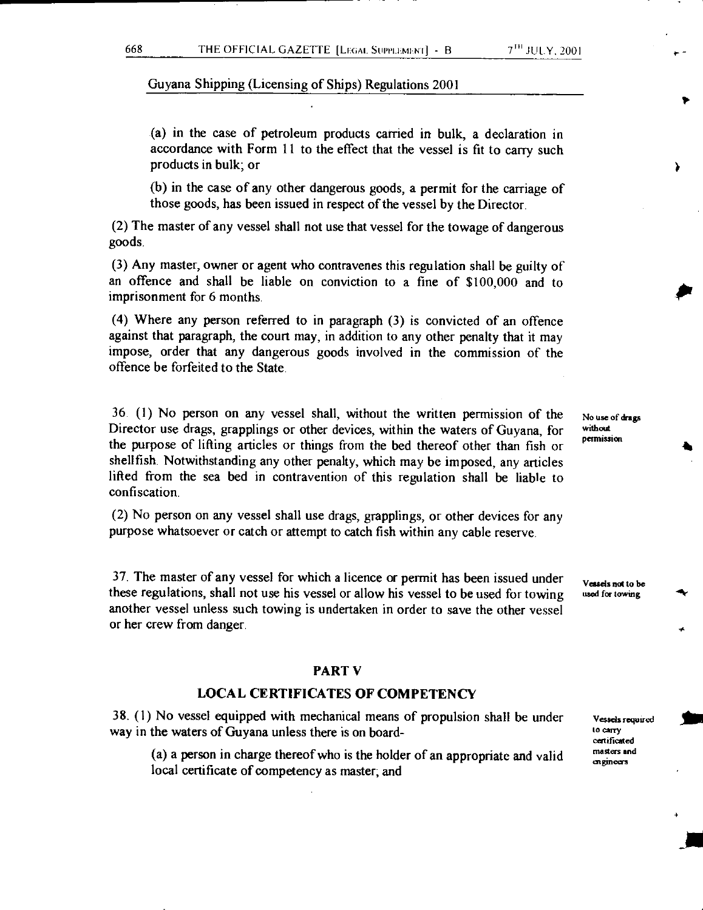Guyana Shipping (Licensing of Ships) Regulations 2001

(a) in the case of petroleum products carried in bulk, a declaration in accordance with Form 11 to the effect that the vessel is fit to carry such products in bulk; or

(b) in the case of any other dangerous goods, a permit for the carriage of those goods, has been issued in respect of the vessel by the Director.

(2) The master of any vessel shall not use that vessel for the towage of dangerous goods.

(3) Any master, owner or agent who contravenes this regulation shall be guilty of an offence and shall be liable on conviction to a fine of $100,000 and to imprisonment for 6 months.

(4) Where any person referred to in paragraph (3) is convicted of an offence against that paragraph, the court may, in addition to any other penalty that it may impose, order that any dangerous goods involved in the commission of the offence be forfeited to the State.

**No use of drags without permission**

36. (1) No person on any vessel shall, without the written permission of the Director use drags, grapplings or other devices, within the waters of Guyana, for the purpose of lifting articles or things from the bed thereof other than fish or shellfish. Notwithstanding any other penalty, which may be imposed, any articles lifted from the sea bed in contravention of this regulation shall be liable to confiscation.

(2) No person on any vessel shall use drags, grapplings, or other devices for any purpose whatsoever or catch or attempt to catch fish within any cable reserve.

**Vessels not to be used for towing**

37. The master of any vessel for which a licence or permit has been issued under these regulations, shall not use his vessel or allow his vessel to be used for towing another vessel unless such towing is undertaken in order to save the other vessel or her crew from danger.

## PART V

## LOCAL CERTIFICATES OF COMPETENCY

**Vessels required to carry certificated masters and engineers**

38. (1) No vessel equipped with mechanical means of propulsion shall be under way in the waters of Guyana unless there is on board-

(a) a person in charge thereof who is the holder of an appropriate and valid local certificate of competency as master; and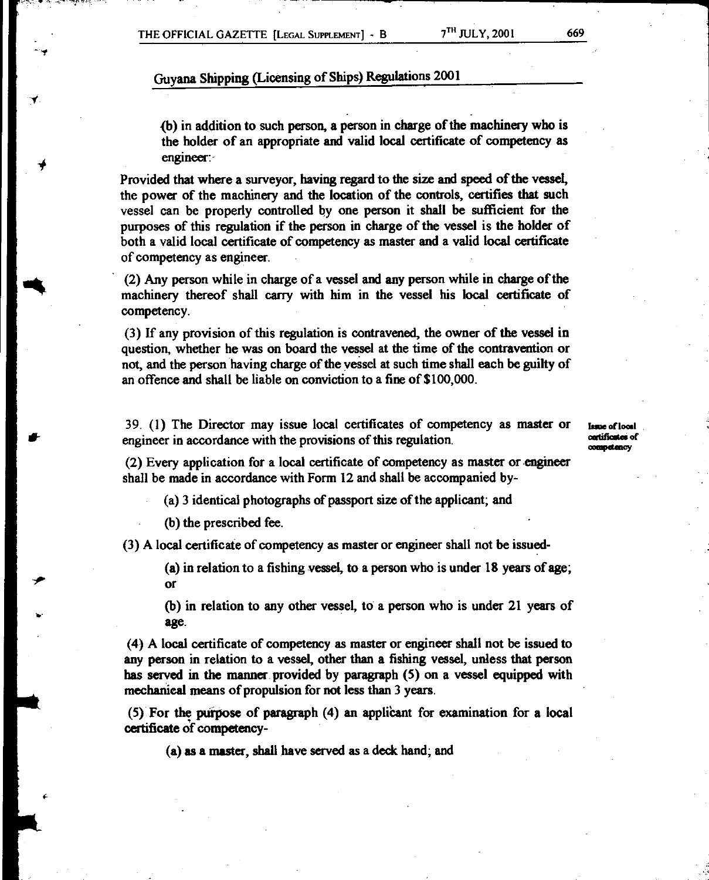(b) in addition to such person, a person in charge of the machinery who is the holder of an appropriate and valid local certificate of competency as engineer:

Provided that where a surveyor, having regard to the size and speed of the vessel, the power of the machinery and the location of the controls, certifies that such vessel can be properly controlled by one person it shall be sufficient for the purposes of this regulation if the person in charge of the vessel is the holder of both a valid local certificate of competency as master and a valid local certificate of competency as engineer.

(2) Any person while in charge of a vessel and any person while in charge of the machinery thereof shall carry with him in the vessel his local certificate of competency.

(3) If any provision of this regulation is contravened, the owner of the vessel in question, whether he was on board the vessel at the time of the contravention or not, and the person having charge of the vessel at such time shall each be guilty of an offence and shall be liable on conviction to a fine of $100,000.

**Issue of local certificates of competency**

39. (1) The Director may issue local certificates of competency as master or engineer in accordance with the provisions of this regulation.

(2) Every application for a local certificate of competency as master or engineer shall be made in accordance with Form 12 and shall be accompanied by-

(a) 3 identical photographs of passport size of the applicant; and

(b) the prescribed fee.

(3) A local certificate of competency as master or engineer shall not be issued-

(a) in relation to a fishing vessel, to a person who is under 18 years of age; or

(b) in relation to any other vessel, to a person who is under 21 years of age.

(4) A local certificate of competency as master or engineer shall not be issued to any person in relation to a vessel, other than a fishing vessel, unless that person has served in the manner provided by paragraph (5) on a vessel equipped with mechanical means of propulsion for not less than 3 years.

(5) For the purpose of paragraph (4) an applicant for examination for a local certificate of competency-

(a) as a master, shall have served as a deck hand; and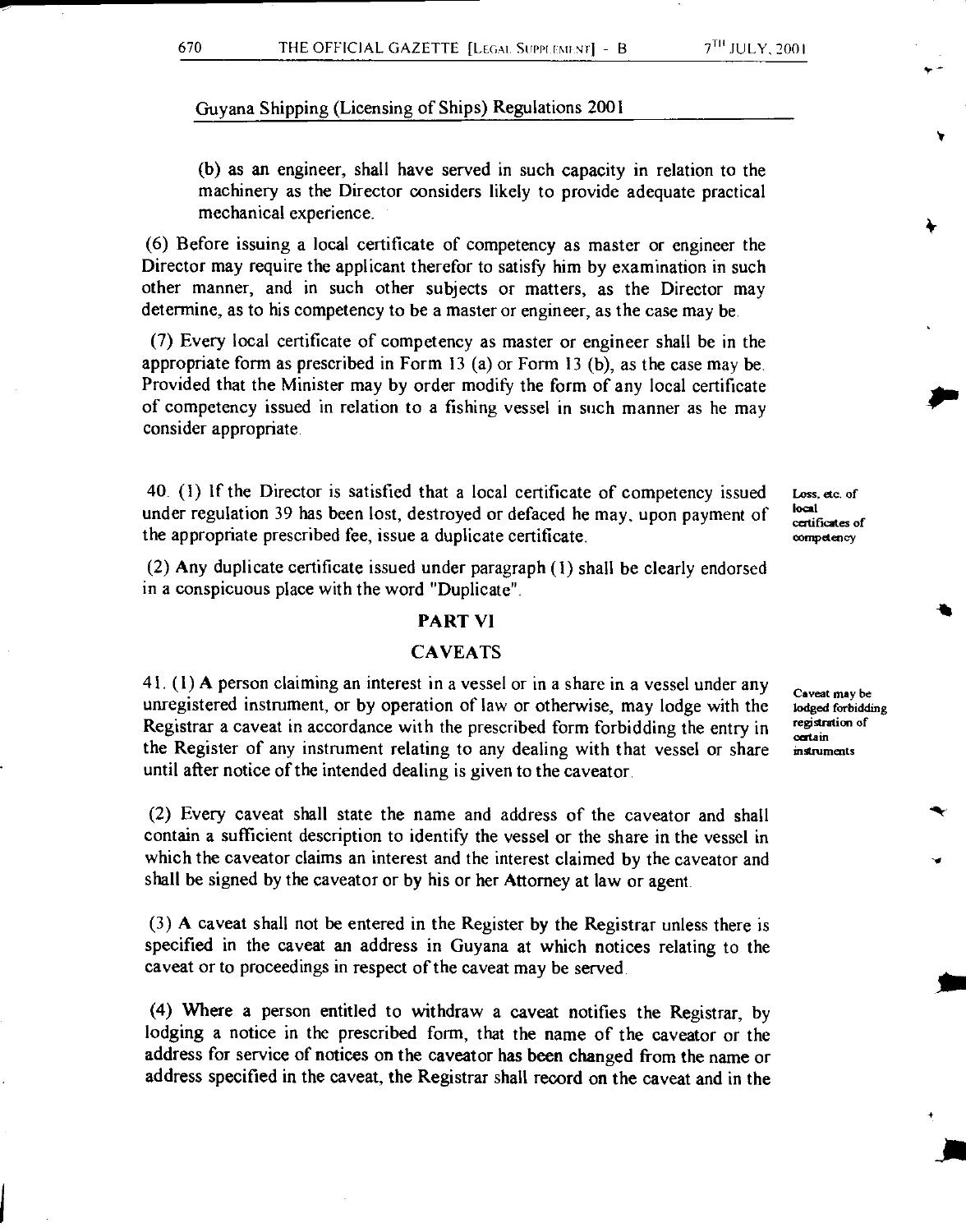Guyana Shipping (Licensing of Ships) Regulations 2001

(b) as an engineer, shall have served in such capacity in relation to the machinery as the Director considers likely to provide adequate practical mechanical experience.

(6) Before issuing a local certificate of competency as master or engineer the Director may require the applicant therefor to satisfy him by examination in such other manner, and in such other subjects or matters, as the Director may determine, as to his competency to be a master or engineer, as the case may be.

(7) Every local certificate of competency as master or engineer shall be in the appropriate form as prescribed in Form 13 (a) or Form 13 (b), as the case may be. Provided that the Minister may by order modify the form of any local certificate of competency issued in relation to a fishing vessel in such manner as he may consider appropriate.

*Loss, etc. of local certificates of competency*

40. (1) If the Director is satisfied that a local certificate of competency issued under regulation 39 has been lost, destroyed or defaced he may, upon payment of the appropriate prescribed fee, issue a duplicate certificate.

(2) Any duplicate certificate issued under paragraph (1) shall be clearly endorsed in a conspicuous place with the word "Duplicate".

## PART VI

## CAVEATS

*Caveat may be lodged forbidding registration of certain instruments*

41. (1) A person claiming an interest in a vessel or in a share in a vessel under any unregistered instrument, or by operation of law or otherwise, may lodge with the Registrar a caveat in accordance with the prescribed form forbidding the entry in the Register of any instrument relating to any dealing with that vessel or share until after notice of the intended dealing is given to the caveator.

(2) Every caveat shall state the name and address of the caveator and shall contain a sufficient description to identify the vessel or the share in the vessel in which the caveator claims an interest and the interest claimed by the caveator and shall be signed by the caveator or by his or her Attorney at law or agent.

(3) A caveat shall not be entered in the Register by the Registrar unless there is specified in the caveat an address in Guyana at which notices relating to the caveat or to proceedings in respect of the caveat may be served.

(4) Where a person entitled to withdraw a caveat notifies the Registrar, by lodging a notice in the prescribed form, that the name of the caveator or the address for service of notices on the caveator has been changed from the name or address specified in the caveat, the Registrar shall record on the caveat and in the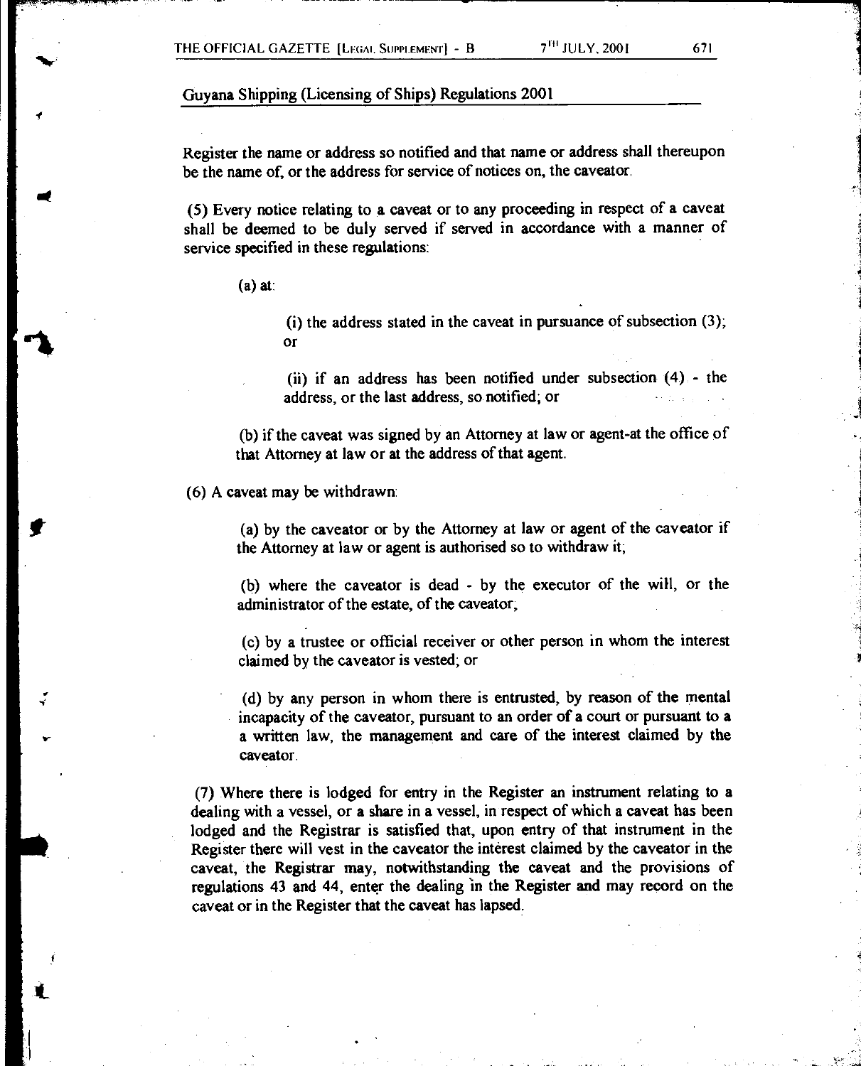Register the name or address so notified and that name or address shall thereupon be the name of, or the address for service of notices on, the caveator.

(5) Every notice relating to a caveat or to any proceeding in respect of a caveat shall be deemed to be duly served if served in accordance with a manner of service specified in these regulations:

(a) at:

(i) the address stated in the caveat in pursuance of subsection (3); or

(ii) if an address has been notified under subsection (4) - the address, or the last address, so notified; or

(b) if the caveat was signed by an Attorney at law or agent-at the office of that Attorney at law or at the address of that agent.

(6) A caveat may be withdrawn:

(a) by the caveator or by the Attorney at law or agent of the caveator if the Attorney at law or agent is authorised so to withdraw it;

(b) where the caveator is dead - by the executor of the will, or the administrator of the estate, of the caveator;

(c) by a trustee or official receiver or other person in whom the interest claimed by the caveator is vested; or

(d) by any person in whom there is entrusted, by reason of the mental incapacity of the caveator, pursuant to an order of a court or pursuant to a a written law, the management and care of the interest claimed by the caveator.

(7) Where there is lodged for entry in the Register an instrument relating to a dealing with a vessel, or a share in a vessel, in respect of which a caveat has been lodged and the Registrar is satisfied that, upon entry of that instrument in the Register there will vest in the caveator the interest claimed by the caveator in the caveat, the Registrar may, notwithstanding the caveat and the provisions of regulations 43 and 44, enter the dealing in the Register and may record on the caveat or in the Register that the caveat has lapsed.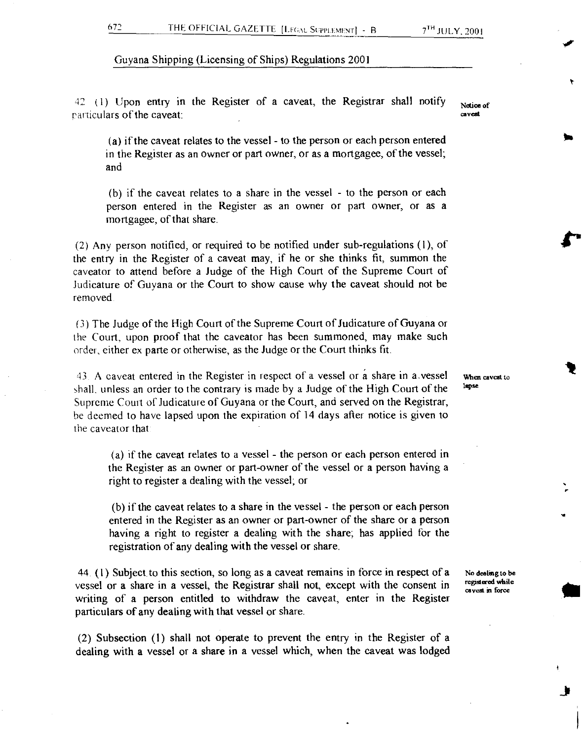Guyana Shipping (Licensing of Ships) Regulations 2001

42 (1) Upon entry in the Register of a caveat, the Registrar shall notify particulars of the caveat:

**Notice of caveat**

(a) if the caveat relates to the vessel - to the person or each person entered in the Register as an owner or part owner, or as a mortgagee, of the vessel; and

(b) if the caveat relates to a share in the vessel - to the person or each person entered in the Register as an owner or part owner, or as a mortgagee, of that share.

(2) Any person notified, or required to be notified under sub-regulations (1), of the entry in the Register of a caveat may, if he or she thinks fit, summon the caveator to attend before a Judge of the High Court of the Supreme Court of Judicature of Guyana or the Court to show cause why the caveat should not be removed.

(3) The Judge of the High Court of the Supreme Court of Judicature of Guyana or the Court, upon proof that the caveator has been summoned, may make such order, either ex parte or otherwise, as the Judge or the Court thinks fit.

43. A caveat entered in the Register in respect of a vessel or a share in a vessel shall, unless an order to the contrary is made by a Judge of the High Court of the Supreme Court of Judicature of Guyana or the Court, and served on the Registrar, be deemed to have lapsed upon the expiration of 14 days after notice is given to the caveator that

**When caveat to lapse**

(a) if the caveat relates to a vessel - the person or each person entered in the Register as an owner or part-owner of the vessel or a person having a right to register a dealing with the vessel; or

(b) if the caveat relates to a share in the vessel - the person or each person entered in the Register as an owner or part-owner of the share or a person having a right to register a dealing with the share; has applied for the registration of any dealing with the vessel or share.

44. (1) Subject to this section, so long as a caveat remains in force in respect of a vessel or a share in a vessel, the Registrar shall not, except with the consent in writing of a person entitled to withdraw the caveat, enter in the Register particulars of any dealing with that vessel or share.

**No dealing to be registered while caveat in force**

(2) Subsection (1) shall not operate to prevent the entry in the Register of a dealing with a vessel or a share in a vessel which, when the caveat was lodged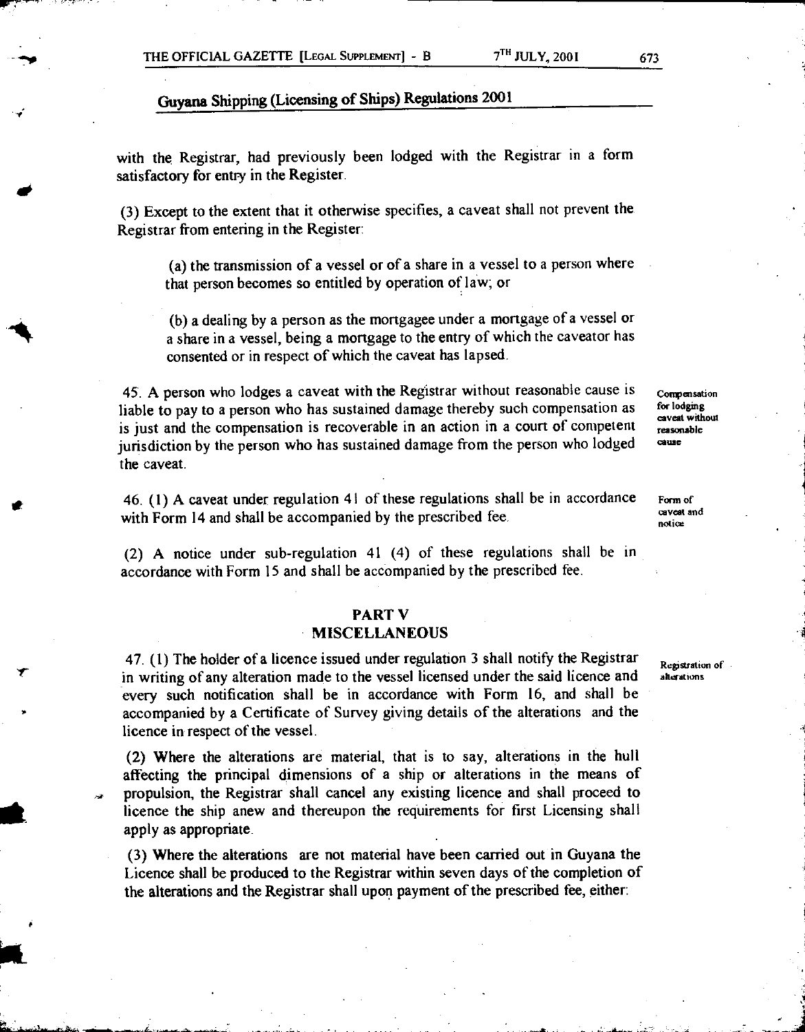with the Registrar, had previously been lodged with the Registrar in a form satisfactory for entry in the Register.

(3) Except to the extent that it otherwise specifies, a caveat shall not prevent the Registrar from entering in the Register:

(a) the transmission of a vessel or of a share in a vessel to a person where that person becomes so entitled by operation of law; or

(b) a dealing by a person as the mortgagee under a mortgage of a vessel or a share in a vessel, being a mortgage to the entry of which the caveator has consented or in respect of which the caveat has lapsed.

*Compensation for lodging caveat without reasonable cause*

45. A person who lodges a caveat with the Registrar without reasonable cause is liable to pay to a person who has sustained damage thereby such compensation as is just and the compensation is recoverable in an action in a court of competent jurisdiction by the person who has sustained damage from the person who lodged the caveat.

*Form of caveat and notice*

46. (1) A caveat under regulation 41 of these regulations shall be in accordance with Form 14 and shall be accompanied by the prescribed fee.

(2) A notice under sub-regulation 41 (4) of these regulations shall be in accordance with Form 15 and shall be accompanied by the prescribed fee.

## PART V
## MISCELLANEOUS

*Registration of alterations*

47. (1) The holder of a licence issued under regulation 3 shall notify the Registrar in writing of any alteration made to the vessel licensed under the said licence and every such notification shall be in accordance with Form 16, and shall be accompanied by a Certificate of Survey giving details of the alterations and the licence in respect of the vessel.

(2) Where the alterations are material, that is to say, alterations in the hull affecting the principal dimensions of a ship or alterations in the means of propulsion, the Registrar shall cancel any existing licence and shall proceed to licence the ship anew and thereupon the requirements for first Licensing shall apply as appropriate.

(3) Where the alterations are not material have been carried out in Guyana the Licence shall be produced to the Registrar within seven days of the completion of the alterations and the Registrar shall upon payment of the prescribed fee, either: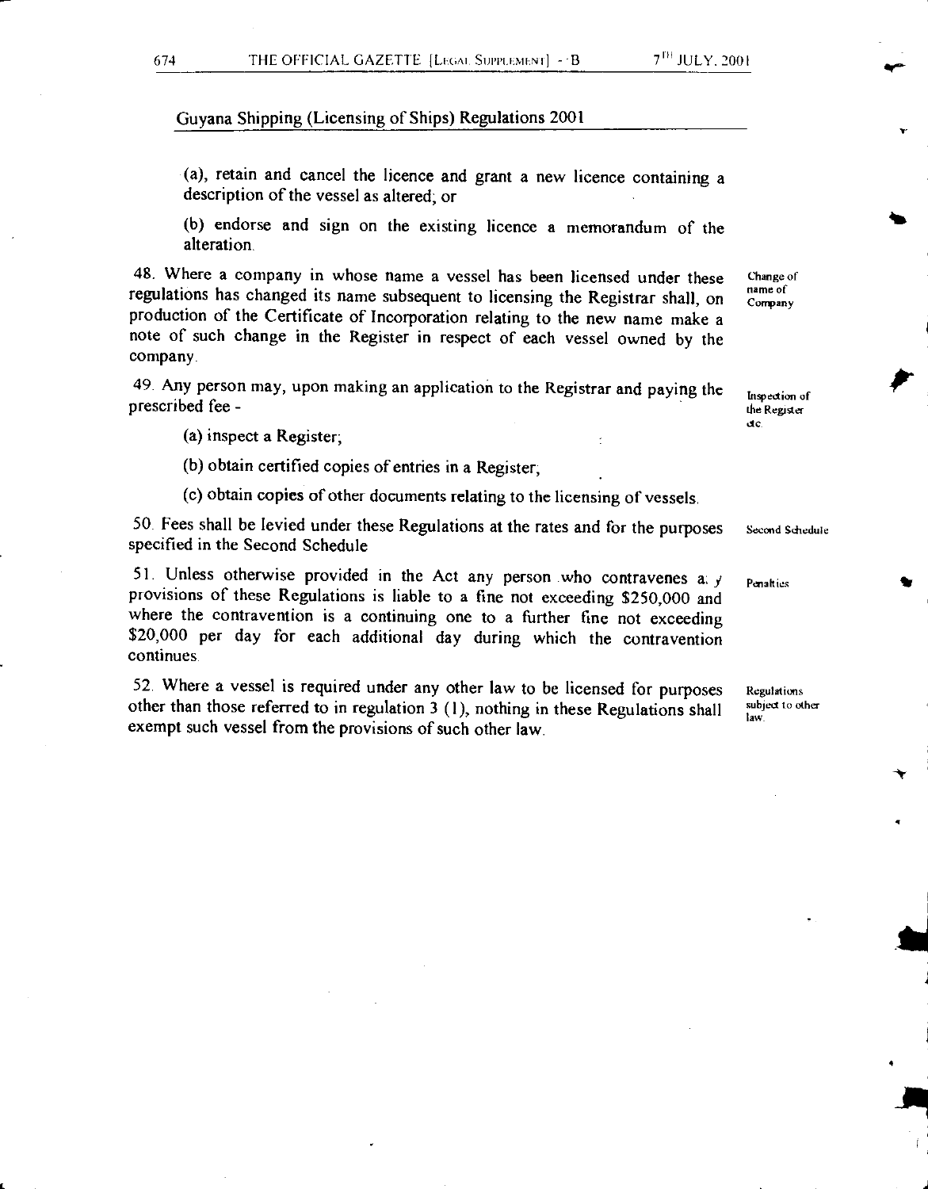Guyana Shipping (Licensing of Ships) Regulations 2001

(a), retain and cancel the licence and grant a new licence containing a description of the vessel as altered; or

(b) endorse and sign on the existing licence a memorandum of the alteration.

48. Where a company in whose name a vessel has been licensed under these regulations has changed its name subsequent to licensing the Registrar shall, on production of the Certificate of Incorporation relating to the new name make a note of such change in the Register in respect of each vessel owned by the company. *Change of name of Company*

49. Any person may, upon making an application to the Registrar and paying the prescribed fee - *Inspection of the Register etc.*

(a) inspect a Register;

(b) obtain certified copies of entries in a Register;

(c) obtain copies of other documents relating to the licensing of vessels.

50. Fees shall be levied under these Regulations at the rates and for the purposes specified in the Second Schedule *Second Schedule*

51. Unless otherwise provided in the Act any person who contravenes any provisions of these Regulations is liable to a fine not exceeding $250,000 and where the contravention is a continuing one to a further fine not exceeding $20,000 per day for each additional day during which the contravention continues. *Penalties*

52. Where a vessel is required under any other law to be licensed for purposes other than those referred to in regulation 3 (1), nothing in these Regulations shall exempt such vessel from the provisions of such other law. *Regulations subject to other law.*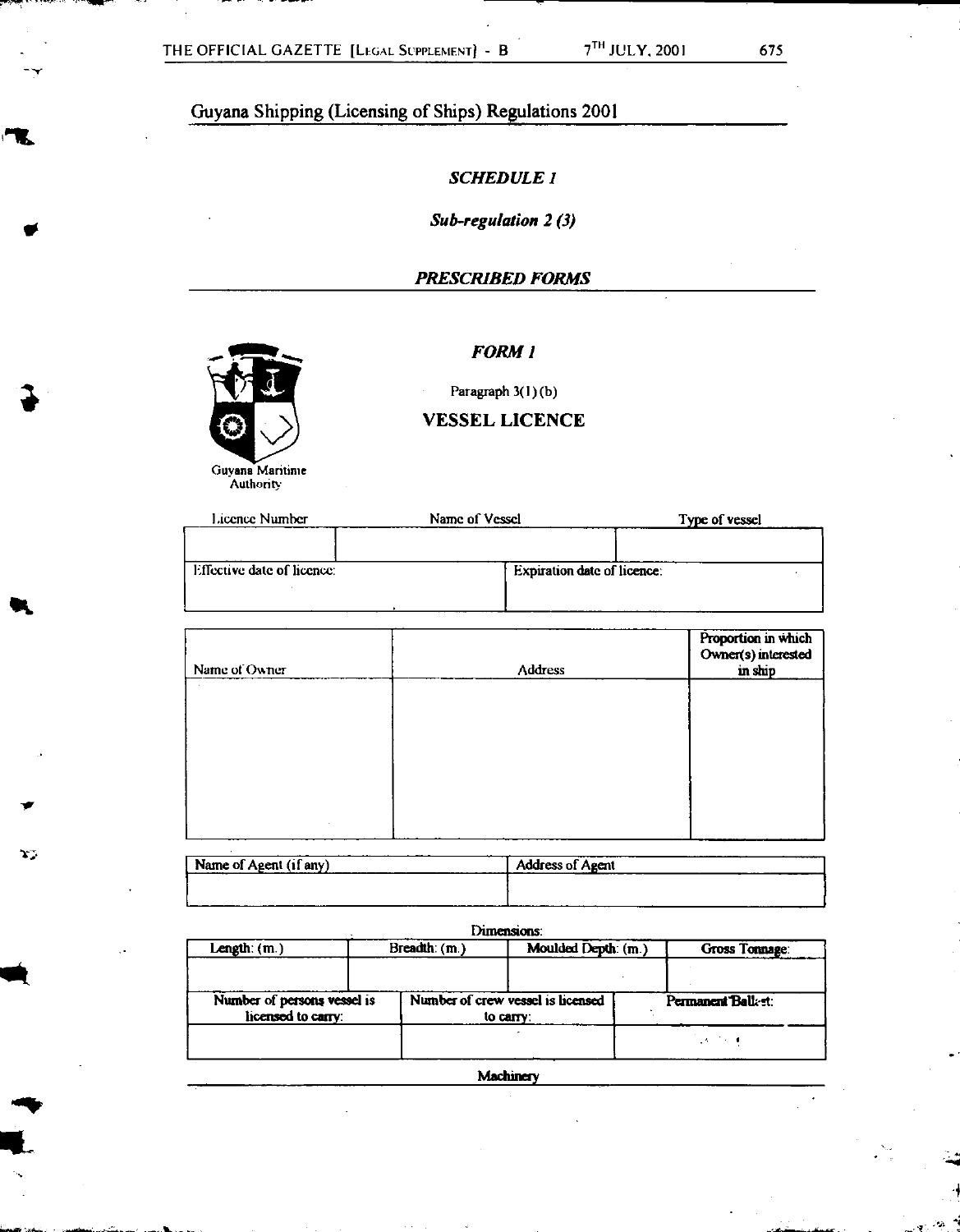Guyana Shipping (Licensing of Ships) Regulations 2001

## *SCHEDULE 1*

***Sub-regulation 2 (3)***

## ***PRESCRIBED FORMS***

Guyana Maritime Authority

### *FORM 1*

Paragraph 3(1)(b)

### VESSEL LICENCE

| Licence Number | Name of Vessel | Type of vessel |
|---|---|---|
| | | |

| Effective date of licence: | Expiration date of licence: |
|---|---|
| | |

| Name of Owner | Address | Proportion in which Owner(s) interested in ship |
|---|---|---|
| | | |

| Name of Agent (if any) | Address of Agent |
|---|---|
| | |

Dimensions:

| Length: (m.) | Breadth: (m.) | Moulded Depth: (m.) | Gross Tonnage: |
|---|---|---|---|
| | | | |

| Number of persons vessel is licensed to carry: | Number of crew vessel is licensed to carry: | Permanent Ballast: |
|---|---|---|
| | | |

Machinery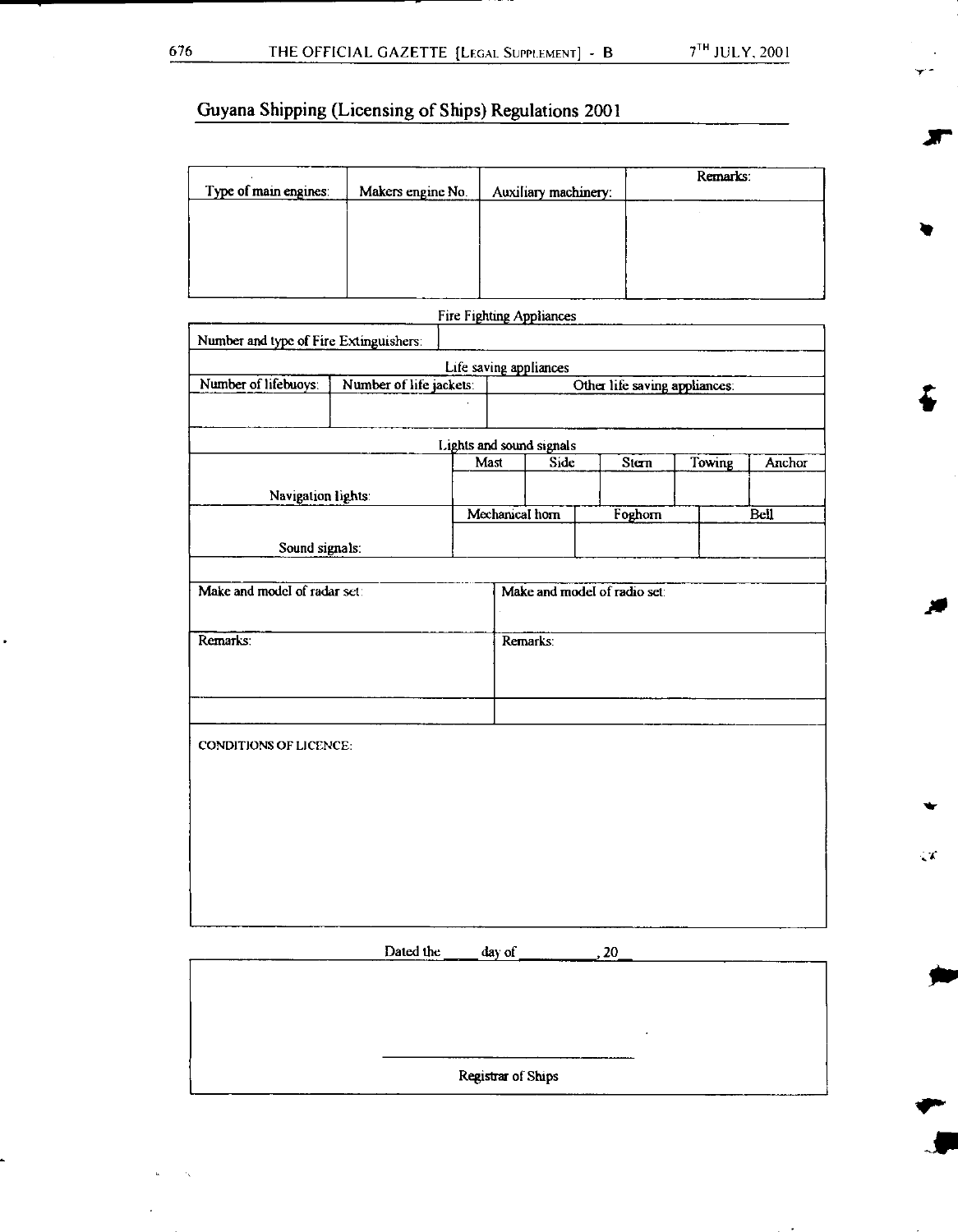## Guyana Shipping (Licensing of Ships) Regulations 2001

| Type of main engines: | Makers engine No. | Auxiliary machinery: | Remarks: |
|---|---|---|---|
| | | | |

**Fire Fighting Appliances**

| Number and type of Fire Extinguishers: | |
|---|---|

**Life saving appliances**

| Number of lifebuoys: | Number of life jackets: | Other life saving appliances: |
|---|---|---|
| | | |

**Lights and sound signals**

| | Mast | Side | Stern | Towing | Anchor |
|---|---|---|---|---|---|
| Navigation lights: | | | | | |

| | Mechanical horn | Foghorn | Bell |
|---|---|---|---|
| Sound signals: | | | |

| Make and model of radar set: | Make and model of radio set: |
|---|---|
| Remarks: | Remarks: |
| | |

CONDITIONS OF LICENCE:

Dated the ____ day of __________, 20__

______________________________

Registrar of Ships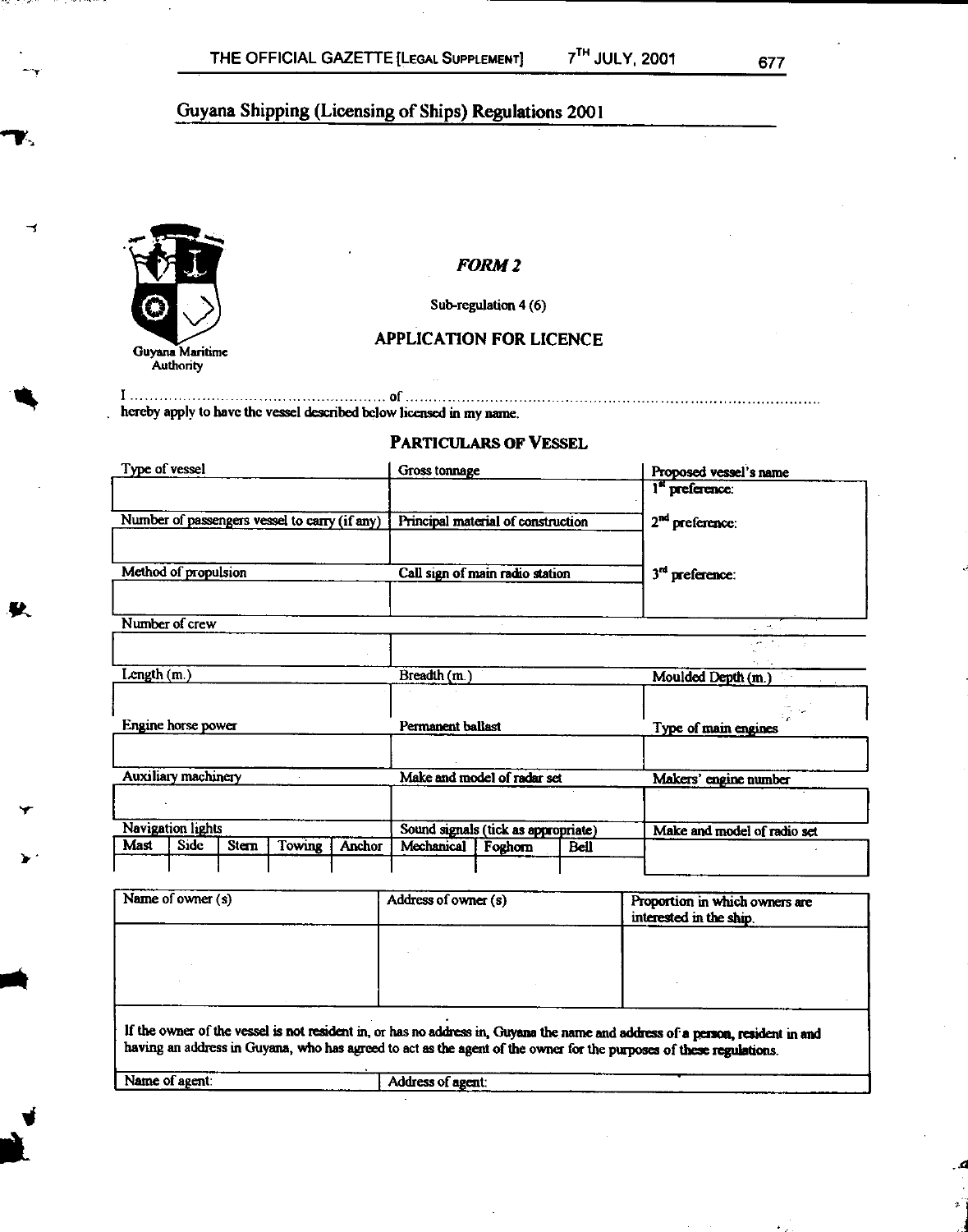## Guyana Shipping (Licensing of Ships) Regulations 2001

Guyana Maritime Authority

### *FORM 2*

Sub-regulation 4 (6)

### APPLICATION FOR LICENCE

I ……………………………………………… of ………………………………………………………………………………
hereby apply to have the vessel described below licensed in my name.

### PARTICULARS OF VESSEL

| Type of vessel | Gross tonnage | Proposed vessel's name |
|---|---|---|
| | | 1[st] preference: |
| Number of passengers vessel to carry (if any) | Principal material of construction | 2[nd] preference: |
| | | |
| Method of propulsion | Call sign of main radio station | 3[rd] preference: |
| | | |
| Number of crew | | |
| | | |
| Length (m.) | Breadth (m.) | Moulded Depth (m.) |
| | | |
| Engine horse power | Permanent ballast | Type of main engines |
| | | |
| Auxiliary machinery | Make and model of radar set | Makers' engine number |
| | | |

| Navigation lights | | | | | Sound signals (tick as appropriate) | | | Make and model of radio set |
|---|---|---|---|---|---|---|---|---|
| Mast | Side | Stern | Towing | Anchor | Mechanical | Foghorn | Bell | |
| | | | | | | | | |

| Name of owner (s) | Address of owner (s) | Proportion in which owners are interested in the ship. |
|---|---|---|
| | | |

If the owner of the vessel is not resident in, or has no address in, Guyana the name and address of a person, resident in and having an address in Guyana, who has agreed to act as the agent of the owner for the purposes of these regulations.

| Name of agent: | Address of agent: |
|---|---|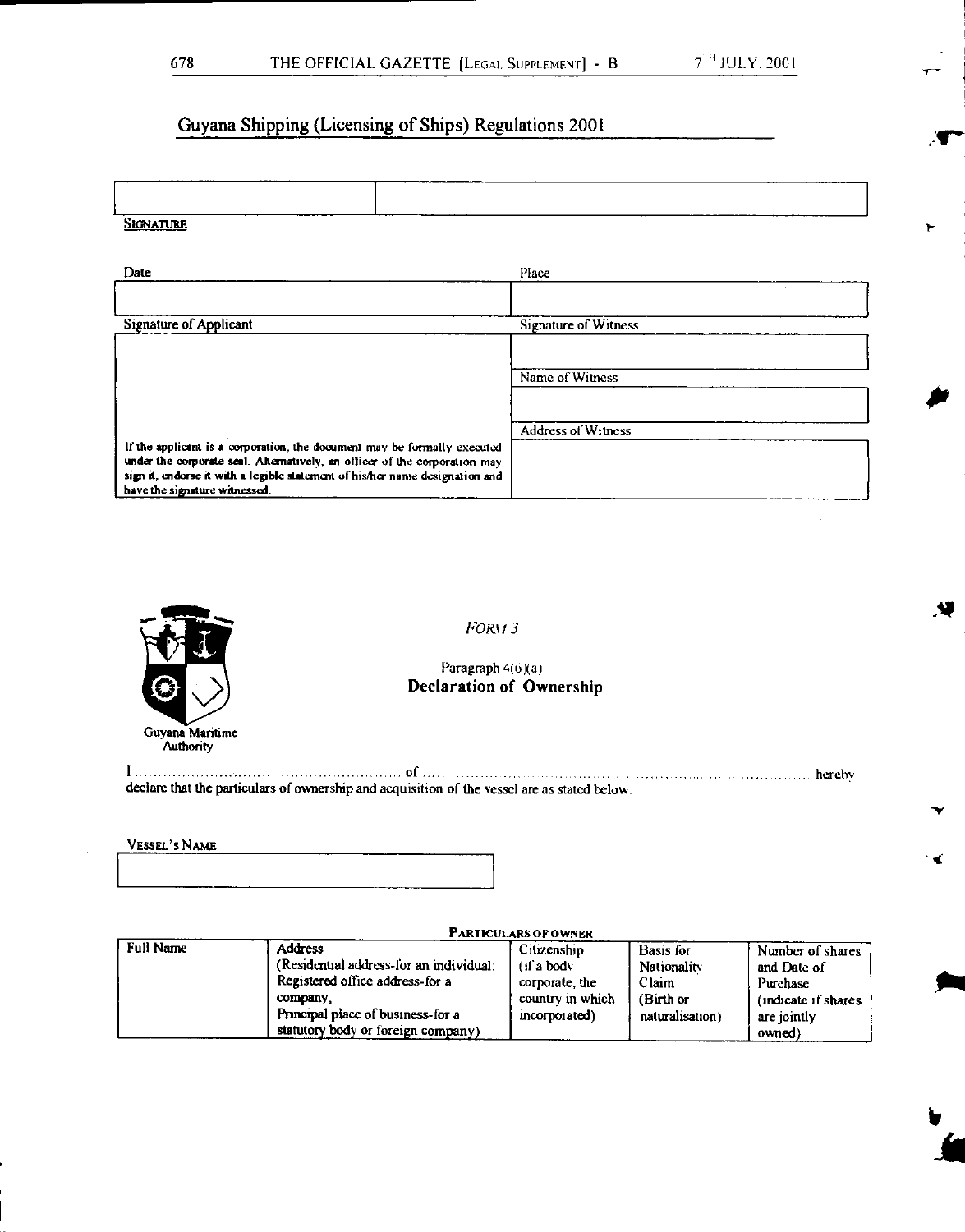## Guyana Shipping (Licensing of Ships) Regulations 2001

| | |
|---|---|
| | |

**SIGNATURE**

| Date | Place |
|---|---|
| | |
| **Signature of Applicant** | **Signature of Witness** |
| | |
| | Name of Witness |
| | |
| | Address of Witness |
| If the applicant is a corporation, the document may be formally executed under the corporate seal. Alternatively, an officer of the corporation may sign it, endorse it with a legible statement of his/her name designation and have the signature witnessed. | |

Guyana Maritime Authority

*FORM 3*

Paragraph 4(6)(a)

### Declaration of Ownership

I ........................................................ of ........................................................................................ hereby declare that the particulars of ownership and acquisition of the vessel are as stated below.

VESSEL'S NAME

| |
|---|
| |

**PARTICULARS OF OWNER**

| Full Name | Address (Residential address-for an individual; Registered office address-for a company; Principal place of business-for a statutory body or foreign company) | Citizenship (if a body corporate, the country in which incorporated) | Basis for Nationality Claim (Birth or naturalisation) | Number of shares and Date of Purchase (indicate if shares are jointly owned) |
|---|---|---|---|---|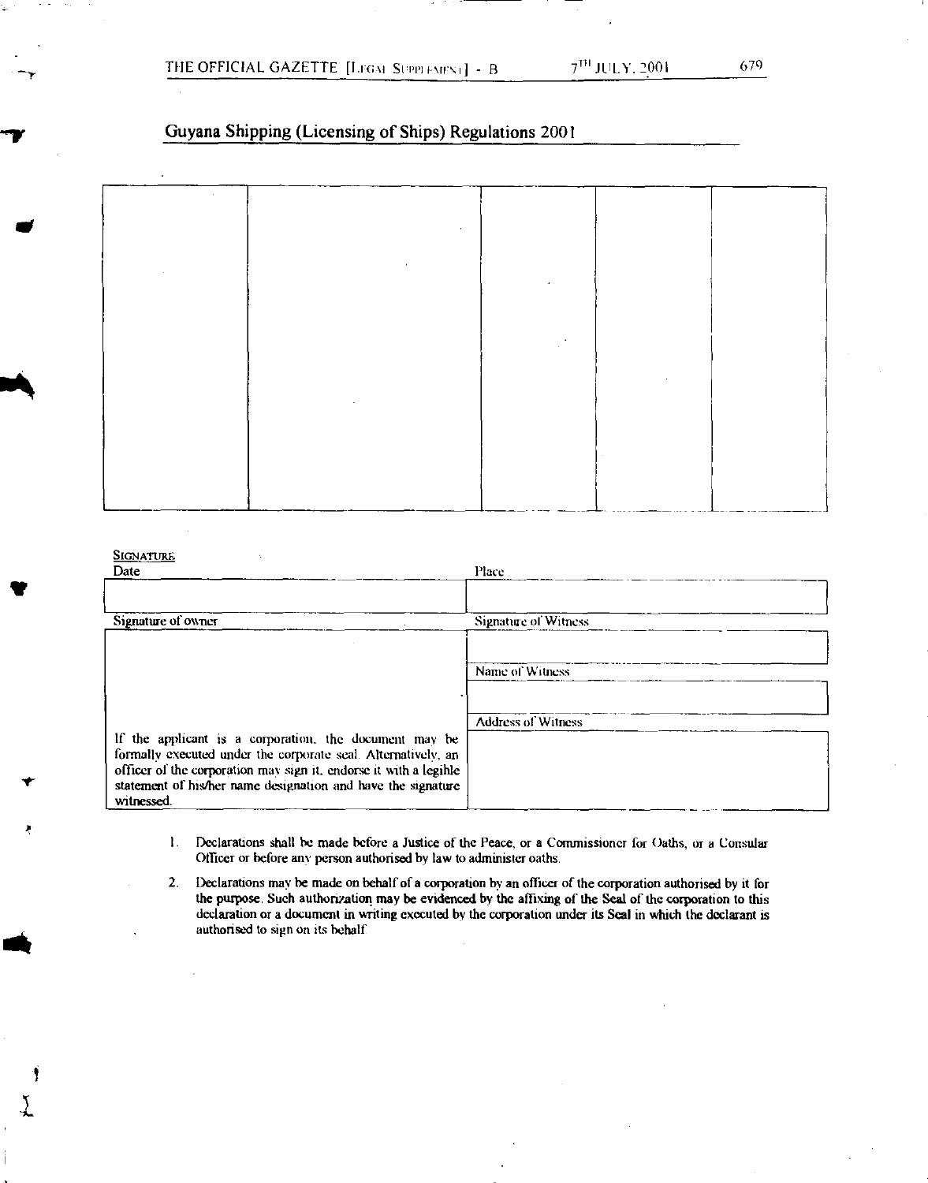## Guyana Shipping (Licensing of Ships) Regulations 2001

| | | | | |
|---|---|---|---|---|
| | | | | |

**SIGNATURE**

| Date | Place |
|---|---|
| | |

| Signature of owner | Signature of Witness |
|---|---|
| | |
| | Name of Witness |
| | |
| | Address of Witness |
| If the applicant is a corporation, the document may be formally executed under the corporate seal. Alternatively, an officer of the corporation may sign it, endorse it with a legible statement of his/her name designation and have the signature witnessed. | |

1. Declarations shall be made before a Justice of the Peace, or a Commissioner for Oaths, or a Consular Officer or before any person authorised by law to administer oaths.

2. Declarations may be made on behalf of a corporation by an officer of the corporation authorised by it for the purpose. Such authorization may be evidenced by the affixing of the Seal of the corporation to this declaration or a document in writing executed by the corporation under its Seal in which the declarant is authorised to sign on its behalf.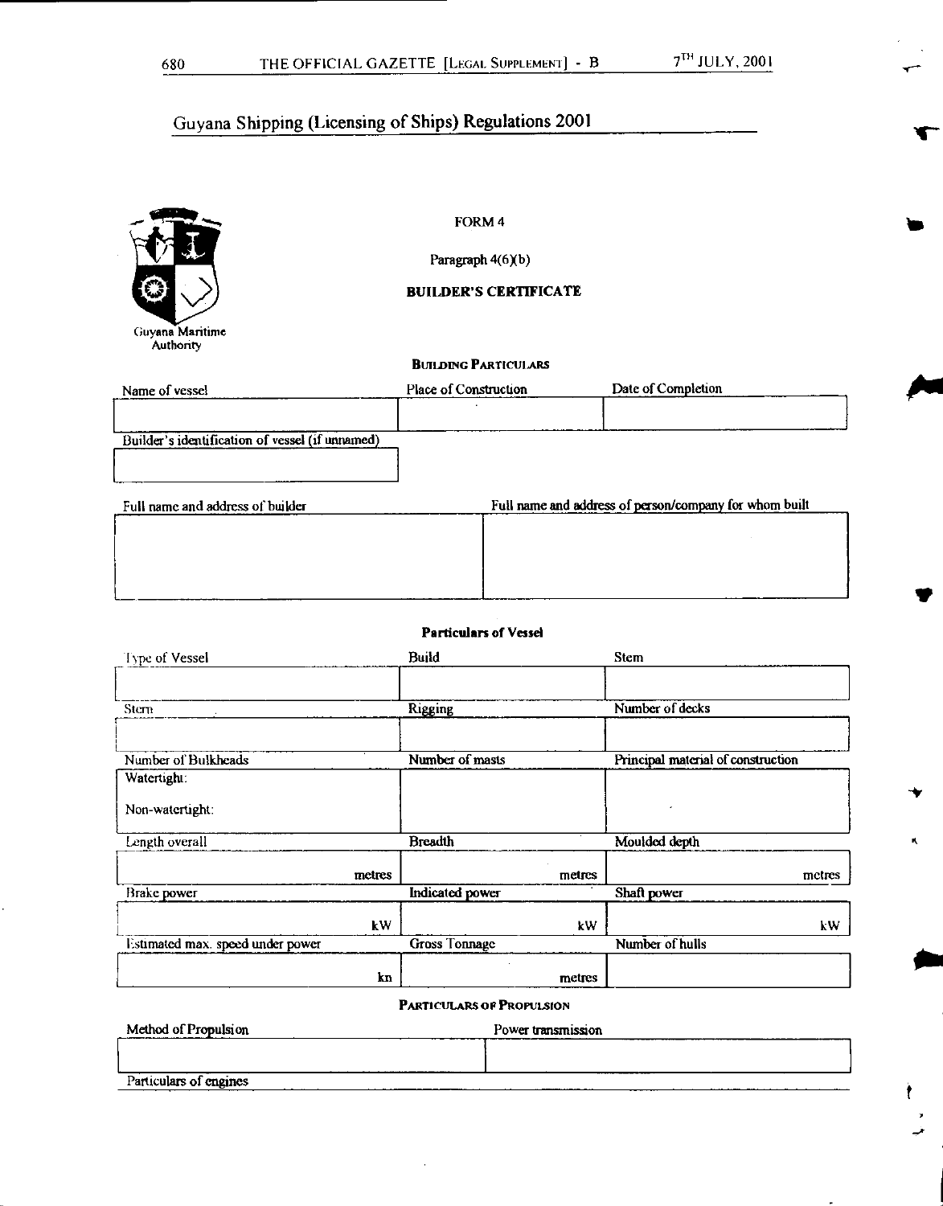# Guyana Shipping (Licensing of Ships) Regulations 2001

Guyana Maritime Authority

FORM 4

Paragraph 4(6)(b)

## BUILDER'S CERTIFICATE

### BUILDING PARTICULARS

| Name of vessel | Place of Construction | Date of Completion |
|---|---|---|
| | | |

| Builder's identification of vessel (if unnamed) |
|---|
| |

| Full name and address of builder | Full name and address of person/company for whom built |
|---|---|
| | |

### Particulars of Vessel

| Type of Vessel | Build | Stem |
|---|---|---|
| | | |
| **Stern** | **Rigging** | **Number of decks** |
| | | |
| **Number of Bulkheads** | **Number of masts** | **Principal material of construction** |
| Watertight:<br><br>Non-watertight: | | |
| **Length overall** | **Breadth** | **Moulded depth** |
| metres | metres | metres |
| **Brake power** | **Indicated power** | **Shaft power** |
| kW | kW | kW |
| **Estimated max. speed under power** | **Gross Tonnage** | **Number of hulls** |
| kn | metres | |

### PARTICULARS OF PROPULSION

| Method of Propulsion | Power transmission |
|---|---|
| | |

Particulars of engines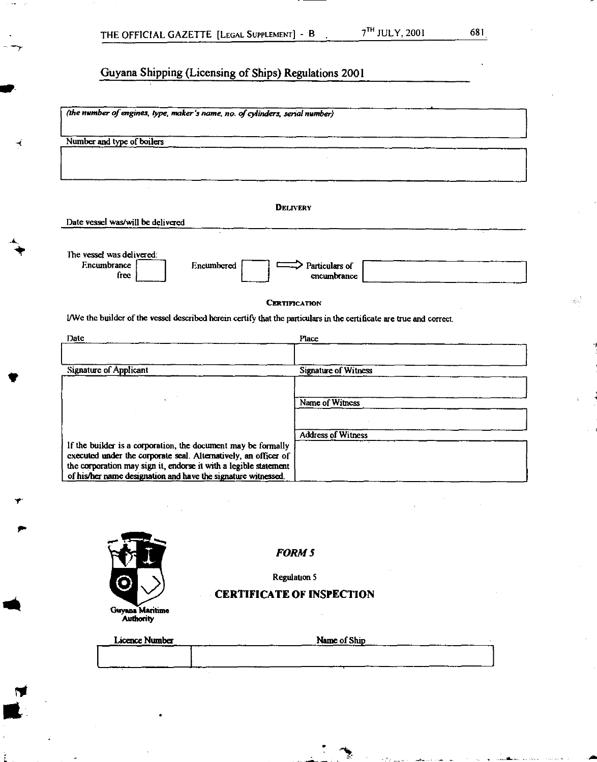Guyana Shipping (Licensing of Ships) Regulations 2001

| *(the number of engines, type, maker's name, no. of cylinders, serial number)* |
|---|
| |

Number and type of boilers

| |
|---|
| |

**DELIVERY**

Date vessel was/will be delivered

The vessel was delivered:

Encumbrance free ☐ Encumbered ☐ ⟹ Particulars of encumbrance ☐

**CERTIFICATION**

I/We the builder of the vessel described herein certify that the particulars in the certificate are true and correct.

| Date | Place |
|---|---|
| | |
| **Signature of Applicant** | **Signature of Witness** |
| | |
| | **Name of Witness** |
| | |
| | **Address of Witness** |
| If the builder is a corporation, the document may be formally executed under the corporate seal. Alternatively, an officer of the corporation may sign it, endorse it with a legible statement of his/her name designation and have the signature witnessed. | |

Guyana Maritime Authority

## *FORM 5*

Regulation 5

## CERTIFICATE OF INSPECTION

| Licence Number | Name of Ship |
|---|---|
| | |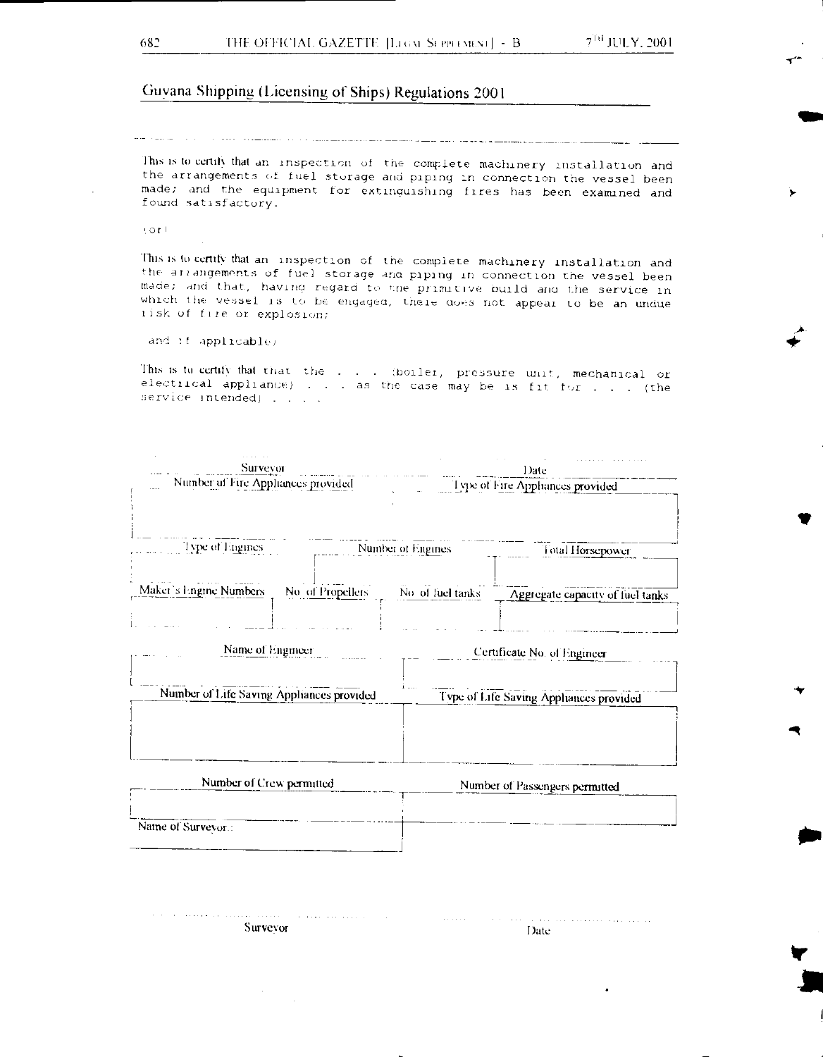## Guyana Shipping (Licensing of Ships) Regulations 2001

This is to certify that an inspection of the complete machinery installation and the arrangements of fuel storage and piping in connection the vessel been made; and the equipment for extinguishing fires has been examined and found satisfactory.

(or)

This is to certify that an inspection of the complete machinery installation and the arrangements of fuel storage and piping in connection the vessel been made; and that, having regard to the primitive build and the service in which the vessel is to be engaged, there does not appear to be an undue risk of fire or explosion;

(and if applicable)

This is to certify that that the . . . (boiler, pressure unit, mechanical or electrical appliance) . . . as the case may be is fit for . . . (the service intended) . . . .

| Surveyor | Date |
|---|---|

| Number of Fire Appliances provided | Type of Fire Appliances provided |
|---|---|
| | |

| Type of Engines | Number of Engines | Total Horsepower |
|---|---|---|
| | | |

| Maker's Engine Numbers | No. of Propellers | No. of fuel tanks | Aggregate capacity of fuel tanks |
|---|---|---|---|
| | | | |

| Name of Engineer | Certificate No. of Engineer |
|---|---|
| | |

| Number of Life Saving Appliances provided | Type of Life Saving Appliances provided |
|---|---|
| | |

| Number of Crew permitted | Number of Passengers permitted |
|---|---|
| | |

| Name of Surveyor: | |
|---|---|
| | |

| Surveyor | Date |
|---|---|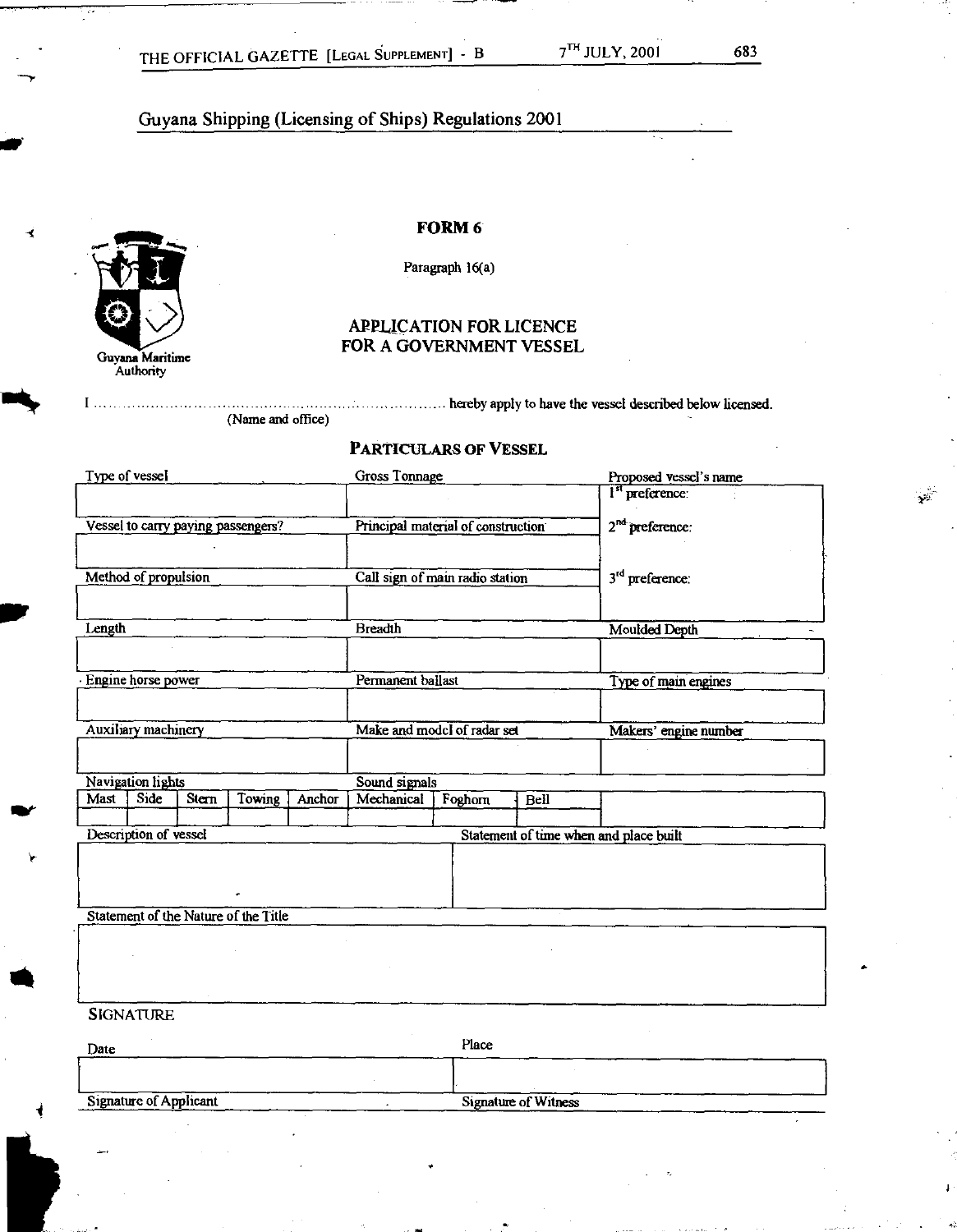Guyana Shipping (Licensing of Ships) Regulations 2001

## FORM 6

Paragraph 16(a)

Guyana Maritime Authority

### APPLICATION FOR LICENCE FOR A GOVERNMENT VESSEL

I ………………………………………………………………… hereby apply to have the vessel described below licensed.
(Name and office)

### PARTICULARS OF VESSEL

| Type of vessel | Gross Tonnage | Proposed vessel's name |
|---|---|---|
| | | 1st preference: |
| Vessel to carry paying passengers? | Principal material of construction | 2nd preference: |
| | | |
| Method of propulsion | Call sign of main radio station | 3rd preference: |
| | | |
| Length | Breadth | Moulded Depth |
| | | |
| Engine horse power | Permanent ballast | Type of main engines |
| | | |
| Auxiliary machinery | Make and model of radar set | Makers' engine number |
| | | |

| Navigation lights | | | | | Sound signals | | | |
|---|---|---|---|---|---|---|---|---|
| Mast | Side | Stern | Towing | Anchor | Mechanical | Foghorn | Bell | |
| | | | | | | | | |

| Description of vessel | Statement of time when and place built |
|---|---|
| | |

| Statement of the Nature of the Title |
|---|
| |

SIGNATURE

| Date | Place |
|---|---|
| | |
| Signature of Applicant | Signature of Witness |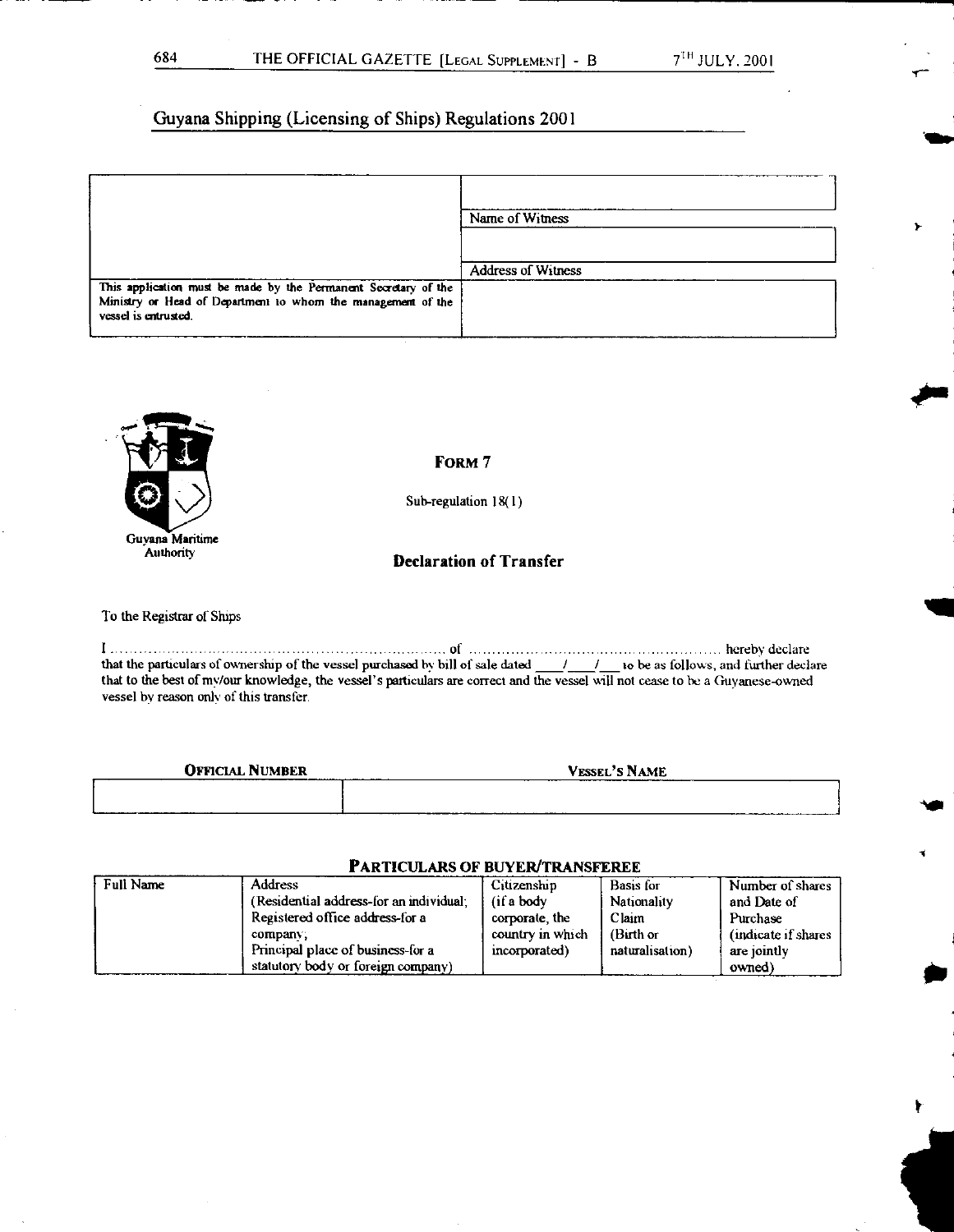## Guyana Shipping (Licensing of Ships) Regulations 2001

| | |
|---|---|
| | |
| | Name of Witness |
| | |
| | Address of Witness |
| This application must be made by the Permanent Secretary of the Ministry or Head of Department to whom the management of the vessel is entrusted. | |

Guyana Maritime Authority

**FORM 7**

Sub-regulation 18(1)

### Declaration of Transfer

To the Registrar of Ships

I ........................................................................ of ........................................................ hereby declare that the particulars of ownership of the vessel purchased by bill of sale dated ___/___/___ to be as follows, and further declare that to the best of my/our knowledge, the vessel's particulars are correct and the vessel will not cease to be a Guyanese-owned vessel by reason only of this transfer.

| OFFICIAL NUMBER | VESSEL'S NAME |
|---|---|
| | |

**PARTICULARS OF BUYER/TRANSFEREE**

| Full Name | Address (Residential address-for an individual; Registered office address-for a company; Principal place of business-for a statutory body or foreign company) | Citizenship (if a body corporate, the country in which incorporated) | Basis for Nationality Claim (Birth or naturalisation) | Number of shares and Date of Purchase (indicate if shares are jointly owned) |
|---|---|---|---|---|
| | | | | |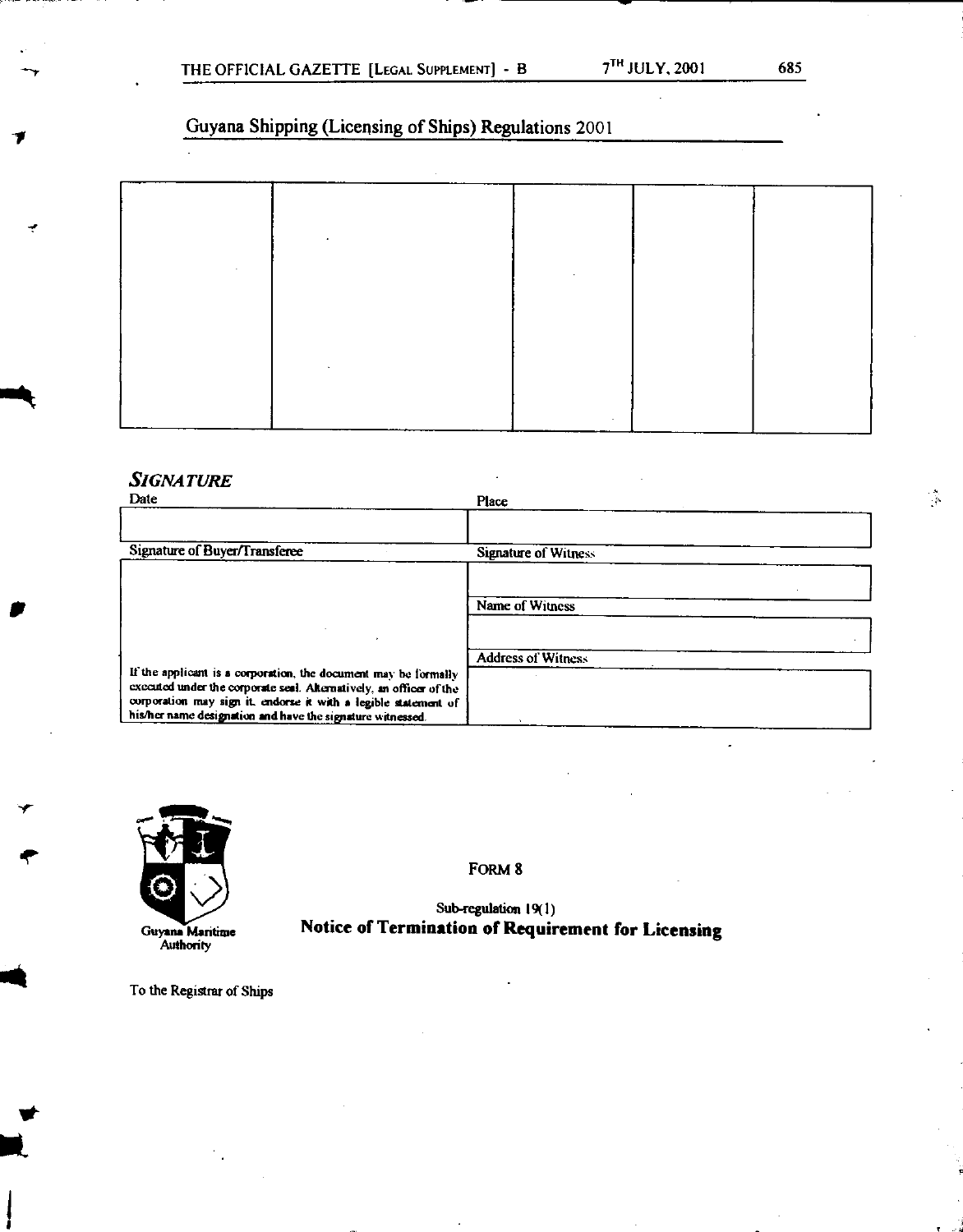Guyana Shipping (Licensing of Ships) Regulations 2001

| | | | | |
|---|---|---|---|---|
| | | | | |

### *SIGNATURE*

| Date | Place |
|---|---|
| | |
| **Signature of Buyer/Transferee** | **Signature of Witness** |
| | |
| | **Name of Witness** |
| | |
| | **Address of Witness** |
| If the applicant is a corporation, the document may be formally executed under the corporate seal. Alternatively, an officer of the corporation may sign it, endorse it with a legible statement of his/her name designation and have the signature witnessed. | |

Guyana Maritime Authority

FORM 8

Sub-regulation 19(1)

## Notice of Termination of Requirement for Licensing

To the Registrar of Ships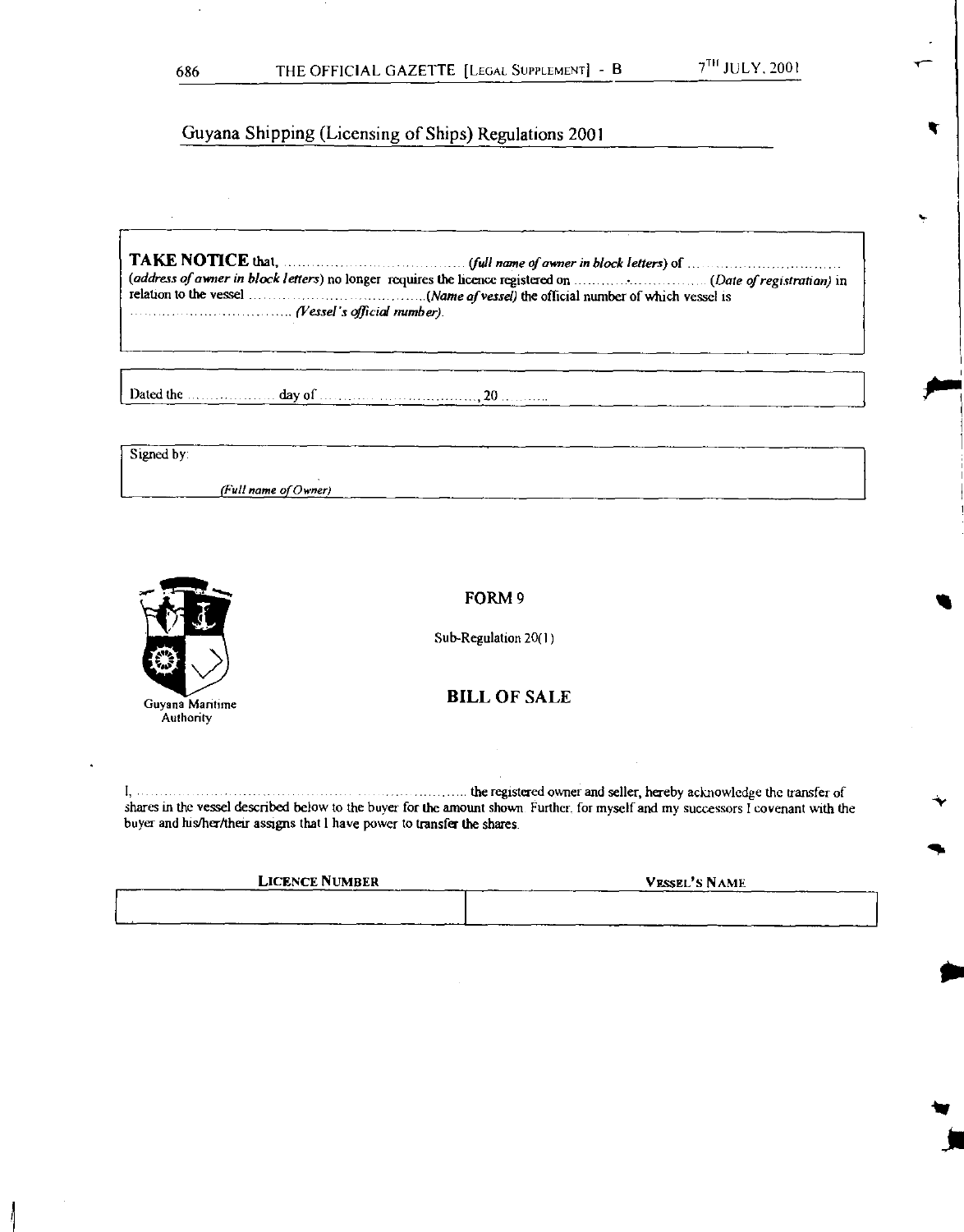Guyana Shipping (Licensing of Ships) Regulations 2001

**TAKE NOTICE** that, ................................... *(full name of owner in block letters)* of ................................ *(address of owner in block letters)* no longer requires the licence registered on ............................ *(Date of registration)* in relation to the vessel ..................................*(Name of vessel)* the official number of which vessel is ................................ *(Vessel's official number)*.

Dated the .................. day of ................................, 20 ..........

Signed by:

*(Full name of Owner)*

Guyana Maritime Authority

## FORM 9

Sub-Regulation 20(1)

## BILL OF SALE

I, ..................................................................... the registered owner and seller, hereby acknowledge the transfer of shares in the vessel described below to the buyer for the amount shown. Further, for myself and my successors I covenant with the buyer and his/her/their assigns that I have power to transfer the shares.

| LICENCE NUMBER | VESSEL'S NAME |
| --- | --- |
| | |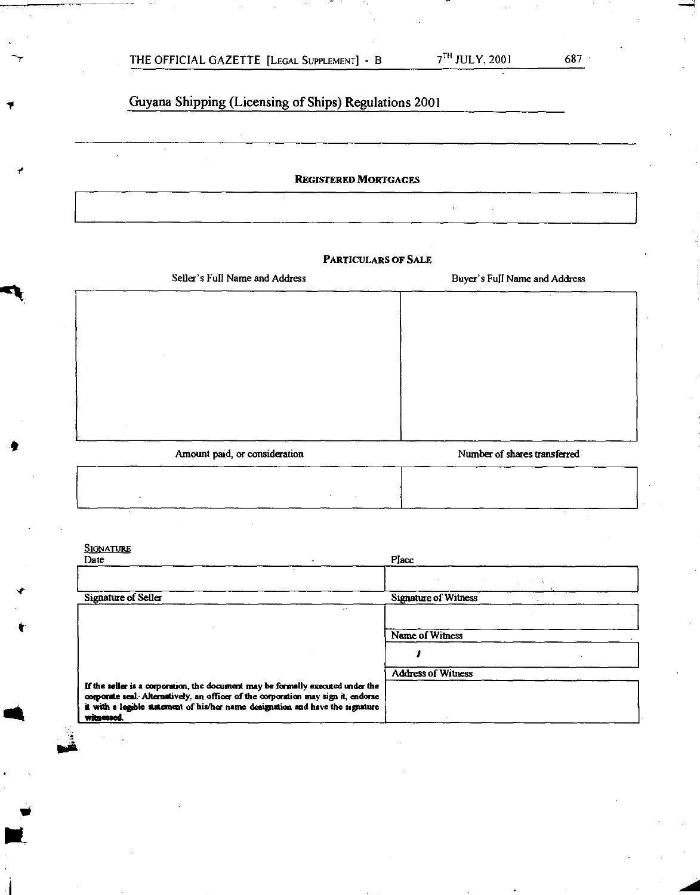Guyana Shipping (Licensing of Ships) Regulations 2001

**REGISTERED MORTGAGES**

| |
|---|
| |

**PARTICULARS OF SALE**

| Seller's Full Name and Address | Buyer's Full Name and Address |
|---|---|
| | |

| Amount paid, or consideration | Number of shares transferred |
|---|---|
| | |

SIGNATURE

| Date | Place |
|---|---|
| | |

| Signature of Seller | Signature of Witness |
|---|---|
| | |
| | Name of Witness |
| | |
| | Address of Witness |
| If the seller is a corporation, the document may be formally executed under the corporate seal. Alternatively, an officer of the corporation may sign it, endorse it with a legible statement of his/her name designation and have the signature witnessed. | |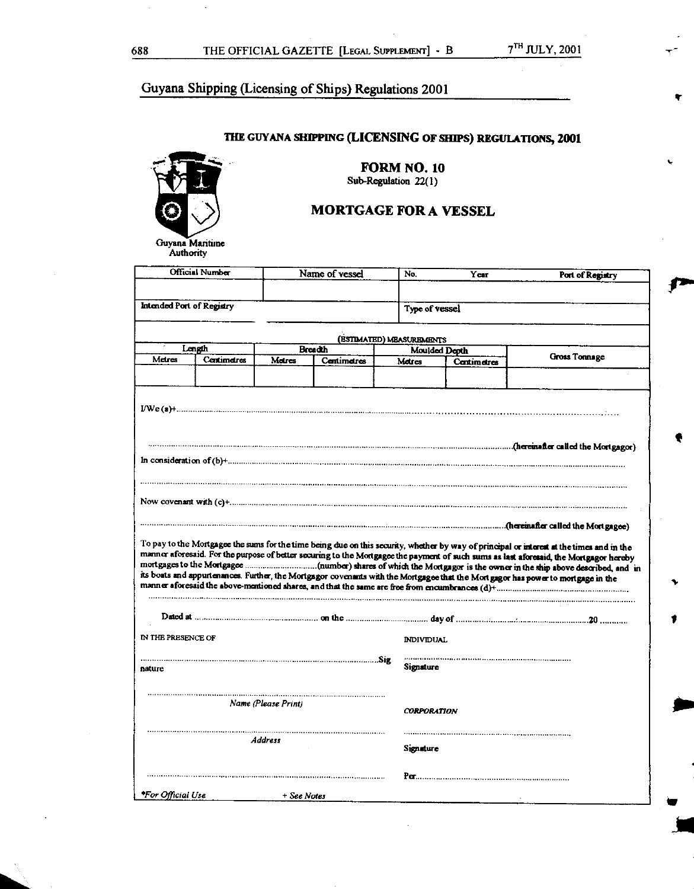Guyana Shipping (Licensing of Ships) Regulations 2001

## THE GUYANA SHIPPING (LICENSING OF SHIPS) REGULATIONS, 2001

Guyana Maritime Authority

### FORM NO. 10
Sub-Regulation 22(1)

### MORTGAGE FOR A VESSEL

| Official Number | Name of vessel | No. Year | Port of Registry |
|---|---|---|---|
| | | | |
| Intended Port of Registry | | Type of vessel | |

(ESTIMATED) MEASUREMENTS

| Length | | Breadth | | Moulded Depth | | Gross Tonnage |
|---|---|---|---|---|---|---|
| Metres | Centimetres | Metres | Centimetres | Metres | Centimetres | |
| | | | | | | |

I/We (a)+.................................................................................................................................................

.................................................................................................................................(hereinafter called the Mortgagor)

In consideration of (b)+.................................................................................................................................

.................................................................................................................................................

Now covenant with (c)+.................................................................................................................................

.................................................................................................................................(hereinafter called the Mortgagee)

To pay to the Mortgagee the sums for the time being due on this security, whether by way of principal or interest at the times and in the manner aforesaid. For the purpose of better securing to the Mortgagee the payment of such sums as last aforesaid, the Mortgagor hereby mortgages to the Mortgagee ..............................(number) shares of which the Mortgagor is the owner in the ship above described, and in its boats and appurtenances. Further, the Mortgagor covenants with the Mortgagee that the Mortgagor has power to mortgage in the manner aforesaid the above-mentioned shares, and that the same are free from encumbrances (d)+........................................................

.................................................................................................................................................

Dated at ...................................................... on the ................................... day of .............................................20 ............

IN THE PRESENCE OF

...........................................................................................Signature

...........................................................................................
*Name (Please Print)*

...........................................................................................
*Address*

...........................................................................................

INDIVIDUAL

...........................................................................
Signature

*CORPORATION*

...........................................................................
Signature

Per...........................................................................

*\*For Official Use* + *See Notes*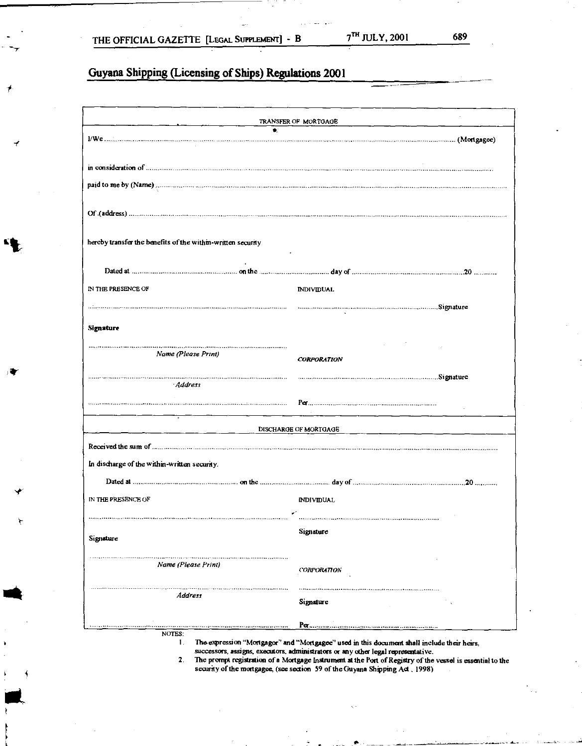## Guyana Shipping (Licensing of Ships) Regulations 2001

### TRANSFER OF MORTGAGE

I/We ............................................................................................................................................................ (Mortgagee)

in consideration of ............................................................................................................................................................

paid to me by (Name) ............................................................................................................................................................

Of (address) ............................................................................................................................................................

hereby transfer the benefits of the within-written security

Dated at ........................................... on the ............................ day of ........................................... 20 ...........

| IN THE PRESENCE OF | INDIVIDUAL |
|---|---|
| ........................................................................ | ........................................................ Signature |
| **Signature** | |
| ........................................................................ | |
| *Name (Please Print)* | ***CORPORATION*** |
| ........................................................................ | ........................................................ Signature |
| *Address* | |
| ........................................................................ | Per........................................................ |

### DISCHARGE OF MORTGAGE

Received the sum of ............................................................................................................................................................

In discharge of the within-written security.

Dated at ........................................... on the ............................ day of ........................................... 20 ...........

| IN THE PRESENCE OF | INDIVIDUAL |
|---|---|
| ........................................................................ | ........................................................ |
| Signature | Signature |
| ........................................................................ | |
| *Name (Please Print)* | *CORPORATION* |
| ........................................................................ | ........................................................ |
| *Address* | Signature |
| ........................................................................ | Per........................................................ |

NOTES:

1. The expression "Mortgagor" and "Mortgagee" used in this document shall include their heirs, successors, assigns, executors, administrators or any other legal representative.
2. The prompt registration of a Mortgage Instrument at the Port of Registry of the vessel is essential to the security of the mortgagee, (see section 59 of the Guyana Shipping Act, 1998)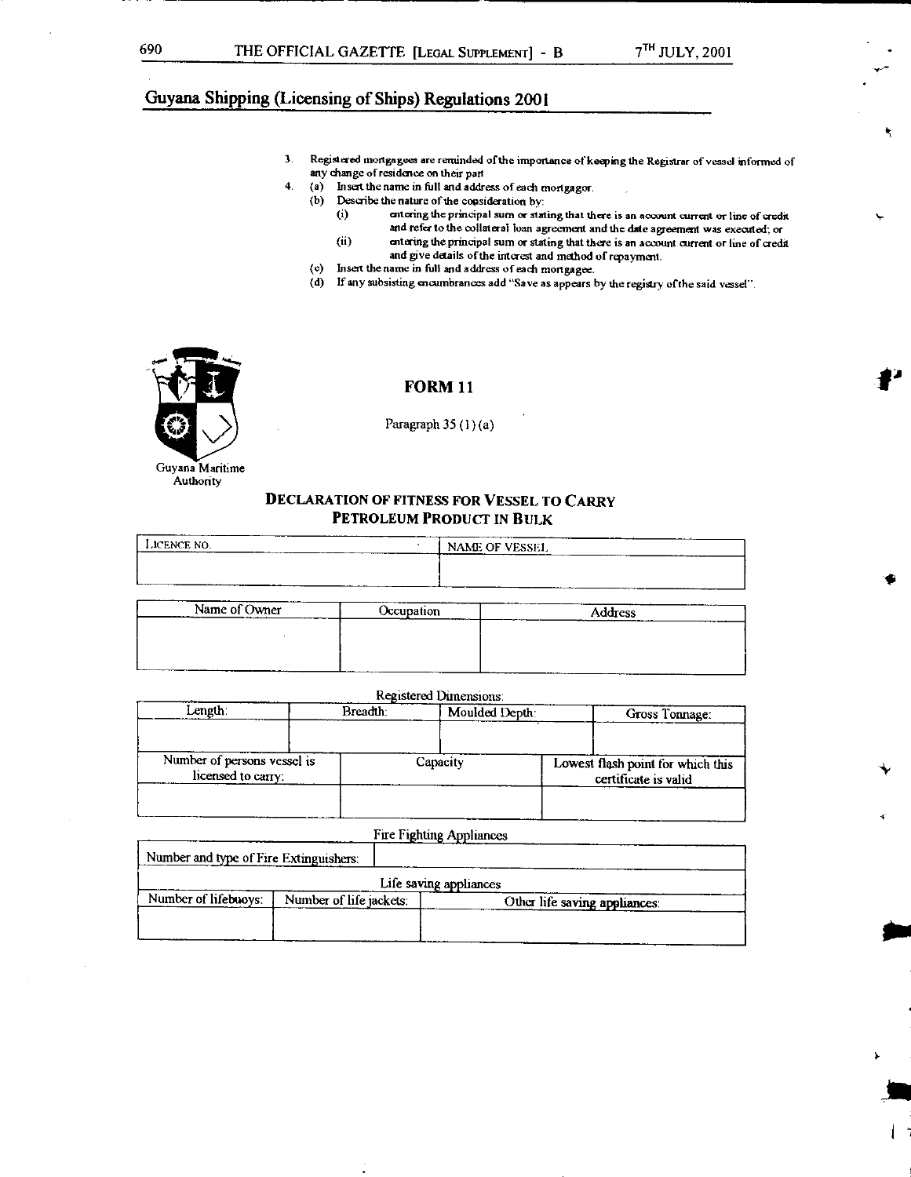## Guyana Shipping (Licensing of Ships) Regulations 2001

3. Registered mortgagees are reminded of the importance of keeping the Registrar of vessel informed of any change of residence on their part
4. (a) Insert the name in full and address of each mortgagor.
   (b) Describe the nature of the consideration by:
      (i) entering the principal sum or stating that there is an account current or line of credit and refer to the collateral loan agreement and the date agreement was executed; or
      (ii) entering the principal sum or stating that there is an account current or line of credit and give details of the interest and method of repayment.
   (c) Insert the name in full and address of each mortgagee.
   (d) If any subsisting encumbrances add "Save as appears by the registry of the said vessel".

Guyana Maritime Authority

### FORM 11

Paragraph 35 (1) (a)

### DECLARATION OF FITNESS FOR VESSEL TO CARRY PETROLEUM PRODUCT IN BULK

| LICENCE NO. | NAME OF VESSEL |
|---|---|
| | |

| Name of Owner | Occupation | Address |
|---|---|---|
| | | |

Registered Dimensions:

| Length: | Breadth: | Moulded Depth: | Gross Tonnage: |
|---|---|---|---|
| | | | |

| Number of persons vessel is licensed to carry: | Capacity | Lowest flash point for which this certificate is valid |
|---|---|---|
| | | |

Fire Fighting Appliances

| Number and type of Fire Extinguishers: | |
|---|---|

Life saving appliances

| Number of lifebuoys: | Number of life jackets: | Other life saving appliances: |
|---|---|---|
| | | |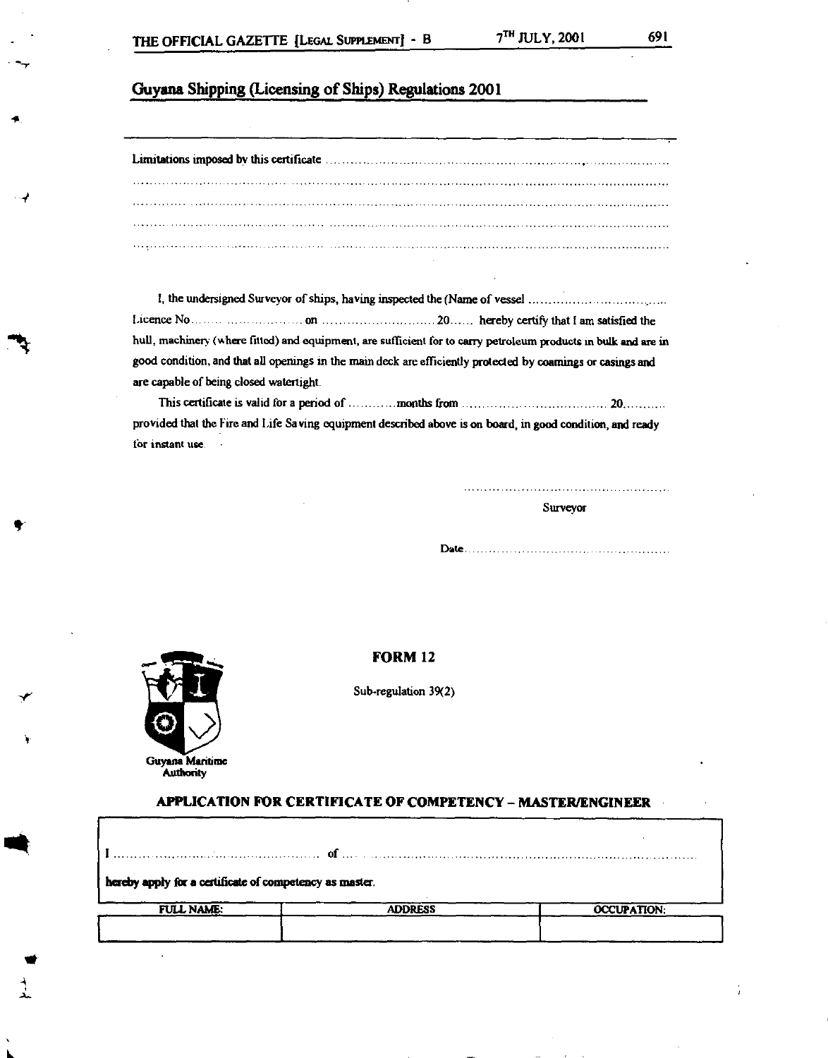## Guyana Shipping (Licensing of Ships) Regulations 2001

---

Limitations imposed by this certificate ......................................................................................................

..........................................................................................................................................................

..........................................................................................................................................................

..........................................................................................................................................................

..........................................................................................................................................................

I, the undersigned Surveyor of ships, having inspected the (Name of vessel ....................................
Licence No.................................... on ............................... 20...... hereby certify that I am satisfied the hull, machinery (where fitted) and equipment, are sufficient for to carry petroleum products in bulk and are in good condition, and that all openings in the main deck are efficiently protected by coamings or casings and are capable of being closed watertight.

This certificate is valid for a period of ............months from ................................... 20........... provided that the Fire and Life Saving equipment described above is on board, in good condition, and ready for instant use.

..................................................
Surveyor

Date..................................................

Guyana Maritime Authority

### FORM 12

Sub-regulation 39(2)

### APPLICATION FOR CERTIFICATE OF COMPETENCY – MASTER/ENGINEER

I ................................................................ of ..........................................................................................

**hereby apply for a certificate of competency as master.**

| FULL NAME: | ADDRESS | OCCUPATION: |
|---|---|---|
| | | |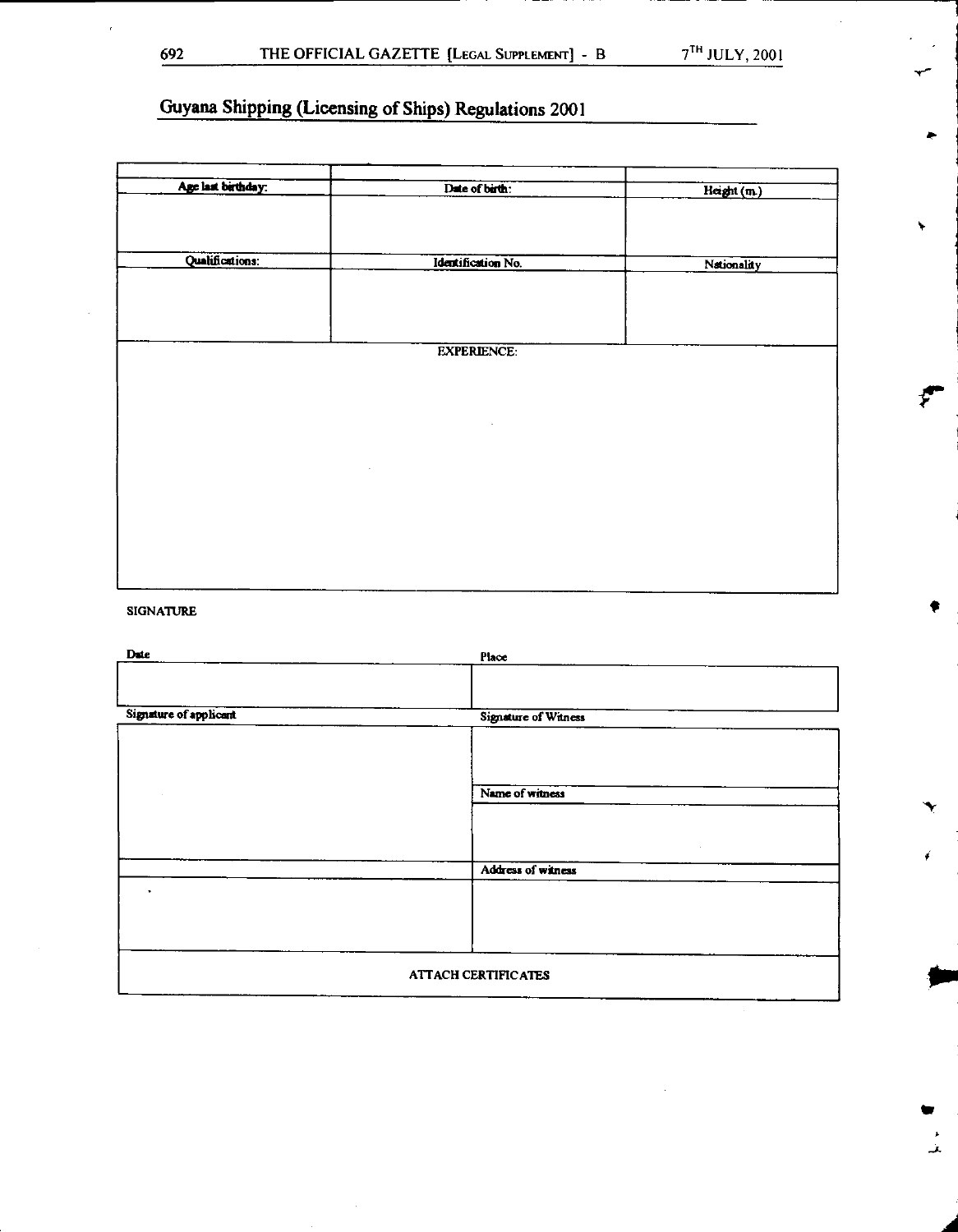## Guyana Shipping (Licensing of Ships) Regulations 2001

| | | |
|---|---|---|
| **Age last birthday:** | **Date of birth:** | **Height (m.)** |
| | | |
| **Qualifications:** | **Identification No.** | **Nationality** |
| | | |

| EXPERIENCE: |
|---|
| |

**SIGNATURE**

| Date | Place |
|---|---|
| | |
| **Signature of applicant** | **Signature of Witness** |
| | |
| | **Name of witness** |
| | |
| | **Address of witness** |
| | |

| ATTACH CERTIFICATES |
|---|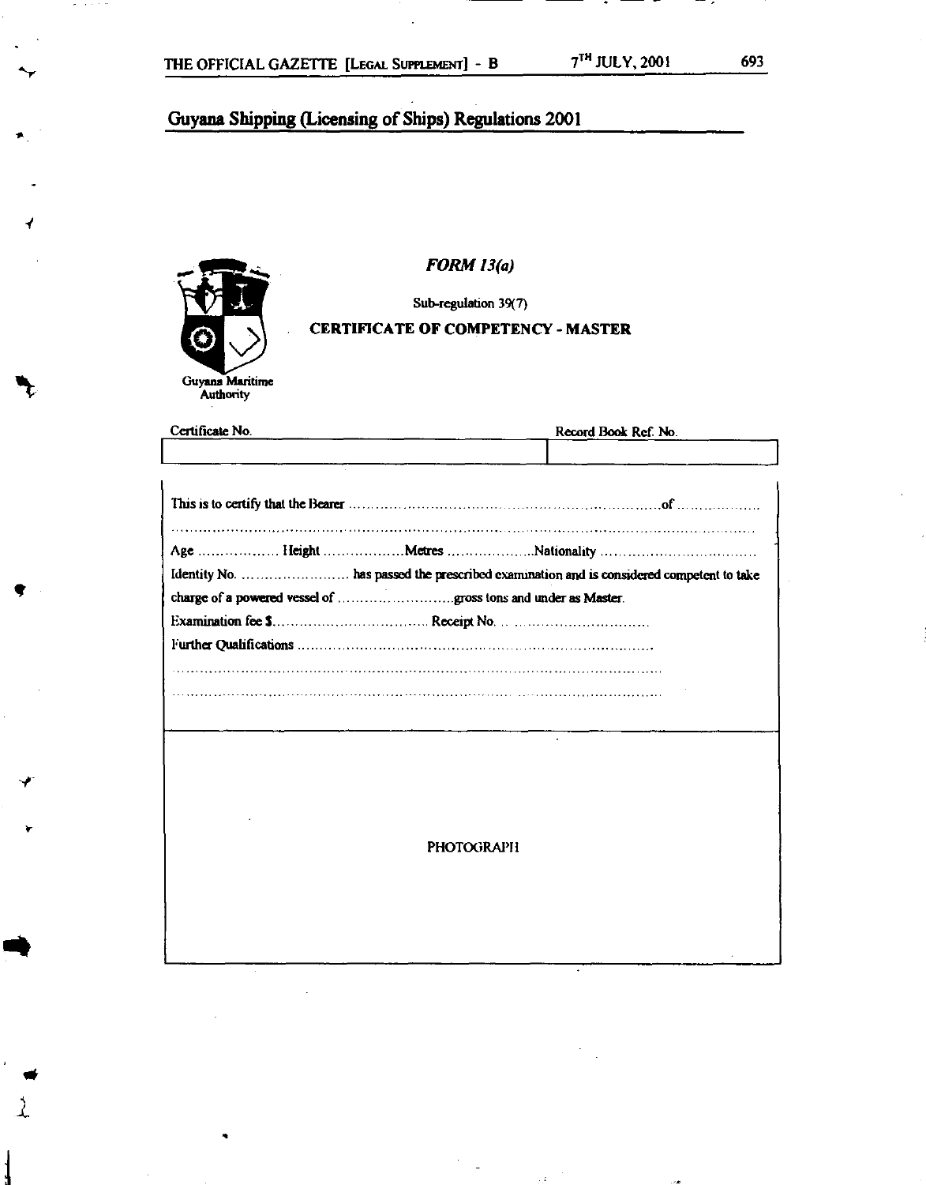## Guyana Shipping (Licensing of Ships) Regulations 2001

Guyana Maritime Authority

### *FORM 13(a)*

Sub-regulation 39(7)

**CERTIFICATE OF COMPETENCY - MASTER**

| Certificate No. | Record Book Ref. No. |
| --- | --- |
| | |

This is to certify that the Bearer ..........................................................................of ..................

..........................................................................................................................................

Age .................. Height ..................Metres ....................Nationality ..................................

Identity No. ........................ has passed the prescribed examination and is considered competent to take charge of a powered vessel of ..........................gross tons and under as Master.

Examination fee $................................... Receipt No. .. ..............................

Further Qualifications ..............................................................................

..........................................................................................................

..........................................................................................................

PHOTOGRAPH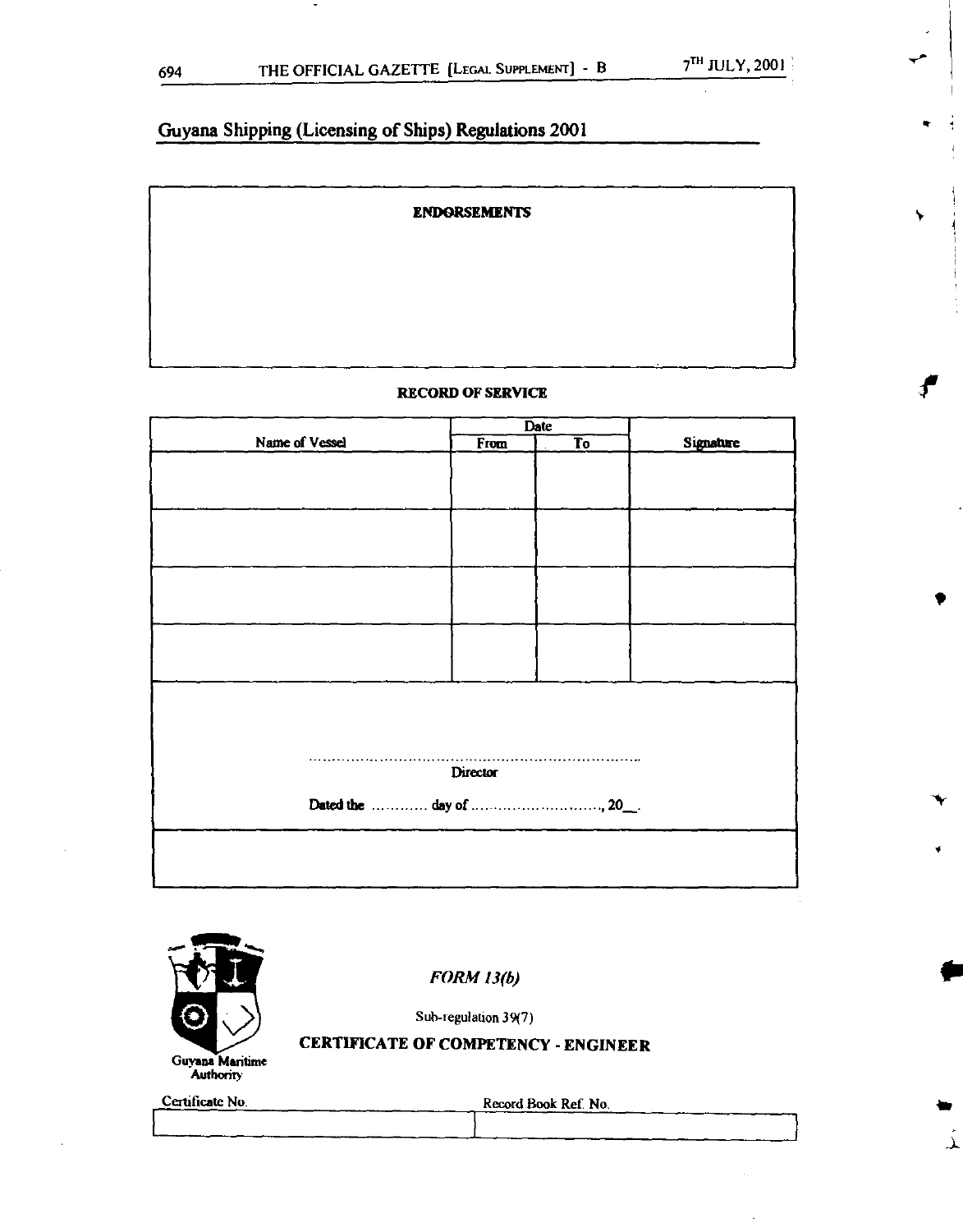## Guyana Shipping (Licensing of Ships) Regulations 2001

**ENDORSEMENTS**

**RECORD OF SERVICE**

| Name of Vessel | Date | | Signature |
|---|---|---|---|
| | From | To | |
| | | | |
| | | | |
| | | | |
| | | | |

.......................................................................
Director

Dated the ........... day of ..........................., 20__.

Guyana Maritime Authority

*FORM 13(b)*

Sub-regulation 39(7)

**CERTIFICATE OF COMPETENCY - ENGINEER**

| Certificate No. | Record Book Ref. No. |
|---|---|
| | |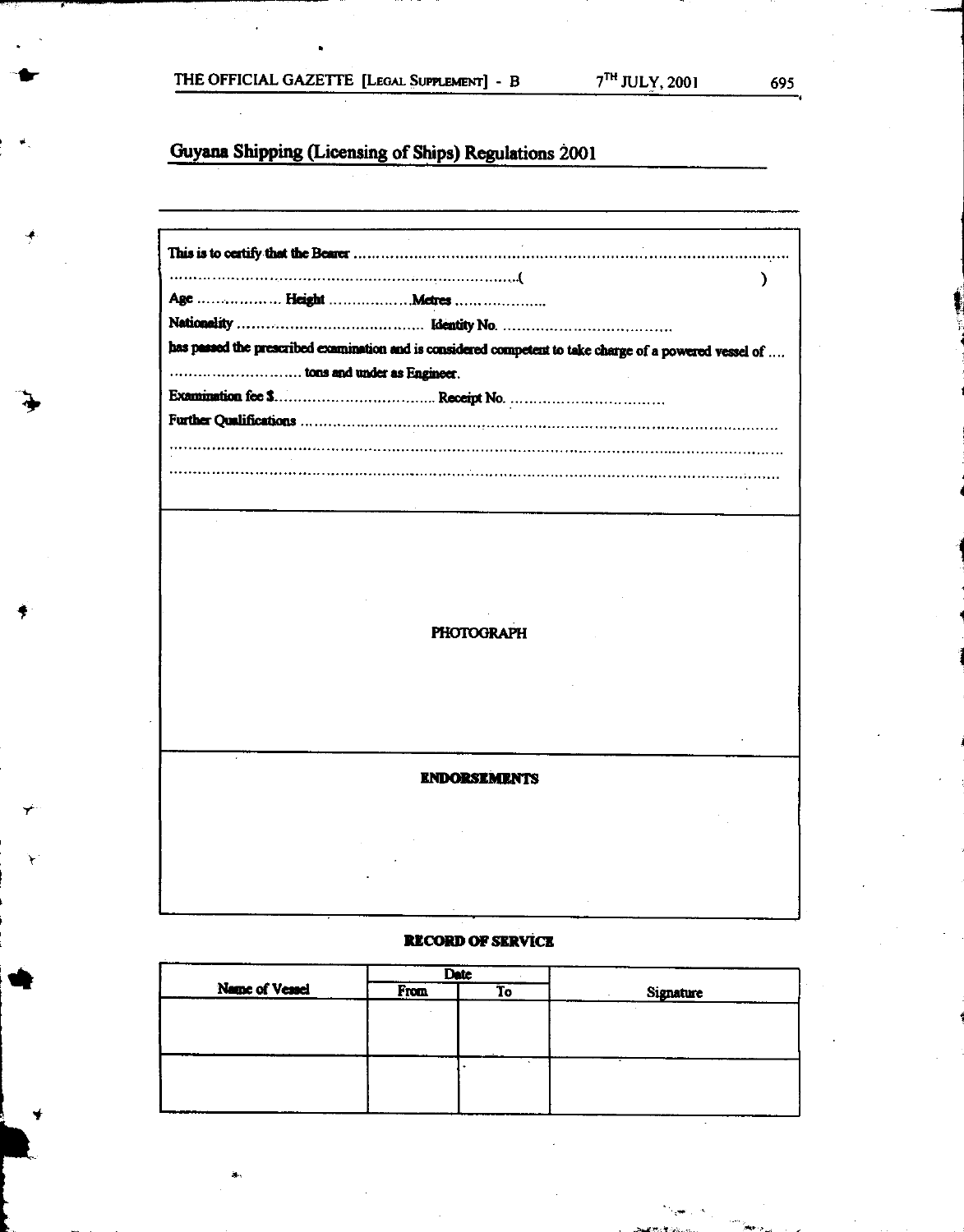Guyana Shipping (Licensing of Ships) Regulations 2001

This is to certify that the Bearer ..............................................................................................................

..........................................................................( )

Age .................. Height ..................Metres ....................

Nationality ........................................ Identity No. ...................................

has passed the prescribed examination and is considered competent to take charge of a powered vessel of ....

............................ tons and under as Engineer.

Examination fee $................................... Receipt No. .................................

Further Qualifications ..............................................................................................................

......................................................................................................................................................

......................................................................................................................................................

PHOTOGRAPH

**ENDORSEMENTS**

**RECORD OF SERVICE**

| Name of Vessel | Date | | Signature |
|---|---|---|---|
| | From | To | |
| | | | |
| | | | |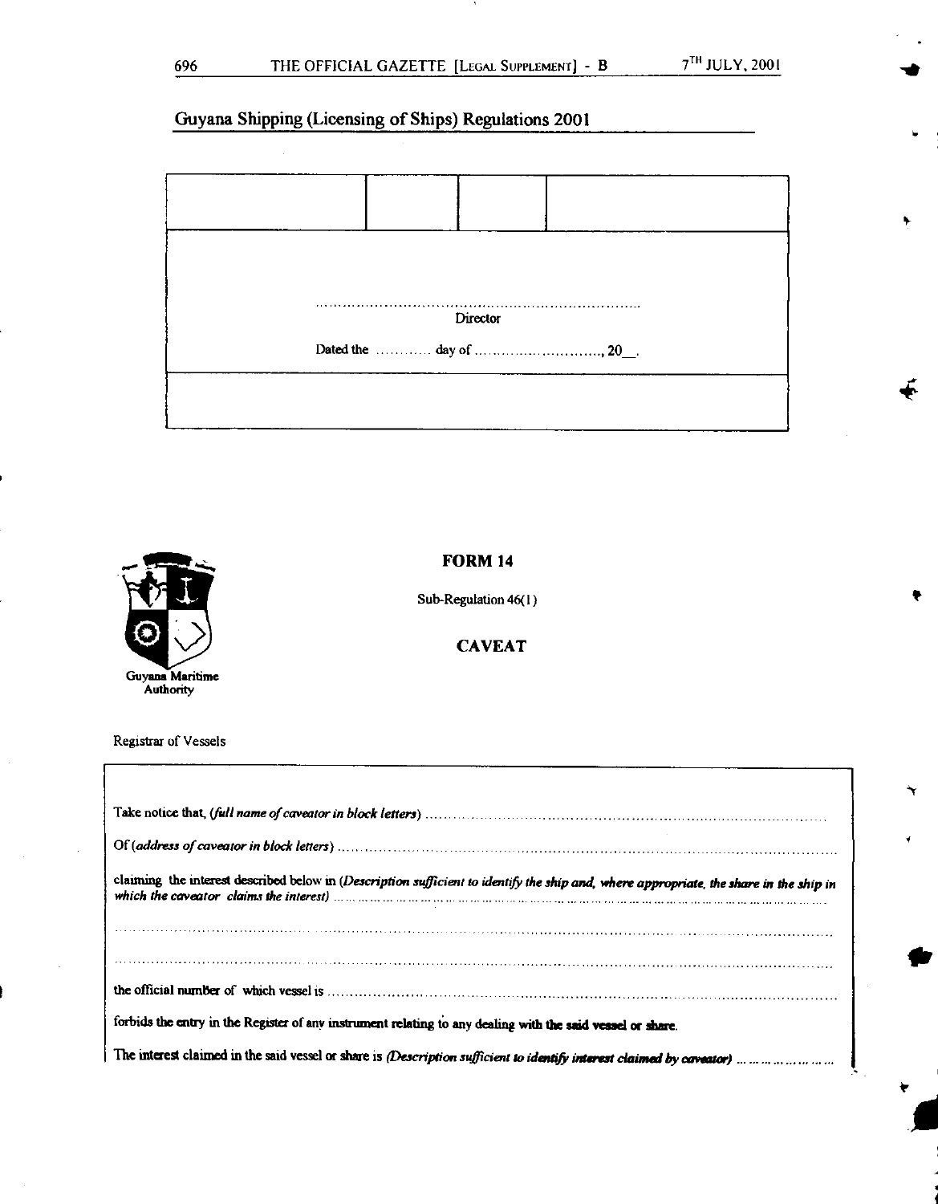## Guyana Shipping (Licensing of Ships) Regulations 2001

| | | | |
|---|---|---|---|
| | | | |
| ...................................................................... Director<br><br>Dated the ............ day of ............................, 20__. | | | |
| | | | |

Guyana Maritime Authority

**FORM 14**

Sub-Regulation 46(1)

**CAVEAT**

Registrar of Vessels

Take notice that, *(full name of caveator in block letters)* ..............................................................................................

Of *(address of caveator in block letters)* ..............................................................................................................

claiming the interest described below in *(Description sufficient to identify the ship and, where appropriate, the share in the ship in which the caveator claims the interest)* ..............................................................................................

..............................................................................................................................................................

..............................................................................................................................................................

the official number of which vessel is ..............................................................................................................

forbids the entry in the Register of any instrument relating to any dealing with the said vessel or share.

The interest claimed in the said vessel or share is *(Description sufficient to identify interest claimed by caveator)* ......................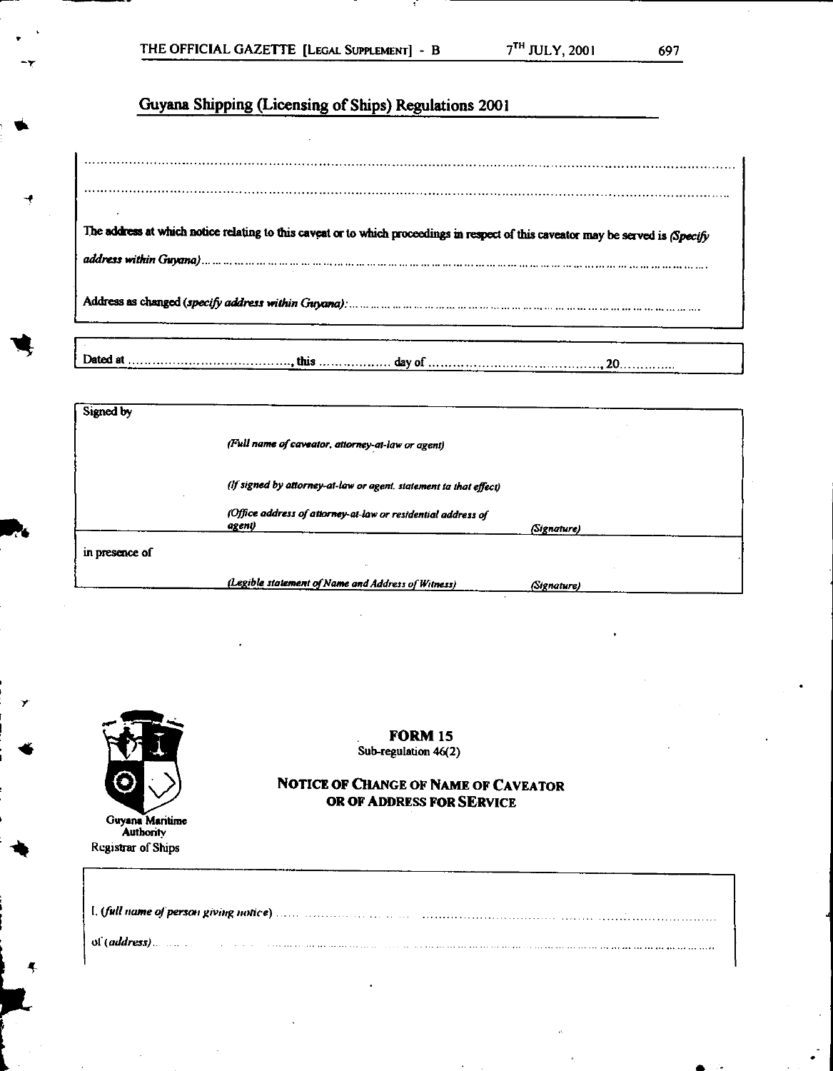## Guyana Shipping (Licensing of Ships) Regulations 2001

.....................................................................................................................................................

.....................................................................................................................................................

The address at which notice relating to this caveat or to which proceedings in respect of this caveator may be served is *(Specify address within Guyana)*.....................................................................................................................

Address as changed *(specify address within Guyana)*:...........................................................................

Dated at ........................................, this .................. day of ..........................................., 20.............

| Signed by | | |
|---|---|---|
| | *(Full name of caveator, attorney-at-law or agent)* | |
| | *(If signed by attorney-at-law or agent, statement to that effect)* | |
| | *(Office address of attorney-at-law or residential address of agent)* | *(Signature)* |
| in presence of | | |
| | *(Legible statement of Name and Address of Witness)* | *(Signature)* |

Guyana Maritime Authority
Registrar of Ships

**FORM 15**
Sub-regulation 46(2)

**NOTICE OF CHANGE OF NAME OF CAVEATOR OR OF ADDRESS FOR SERVICE**

I, *(full name of person giving notice)* .......................................................................................................

of *(address)*..................................................................................................................................................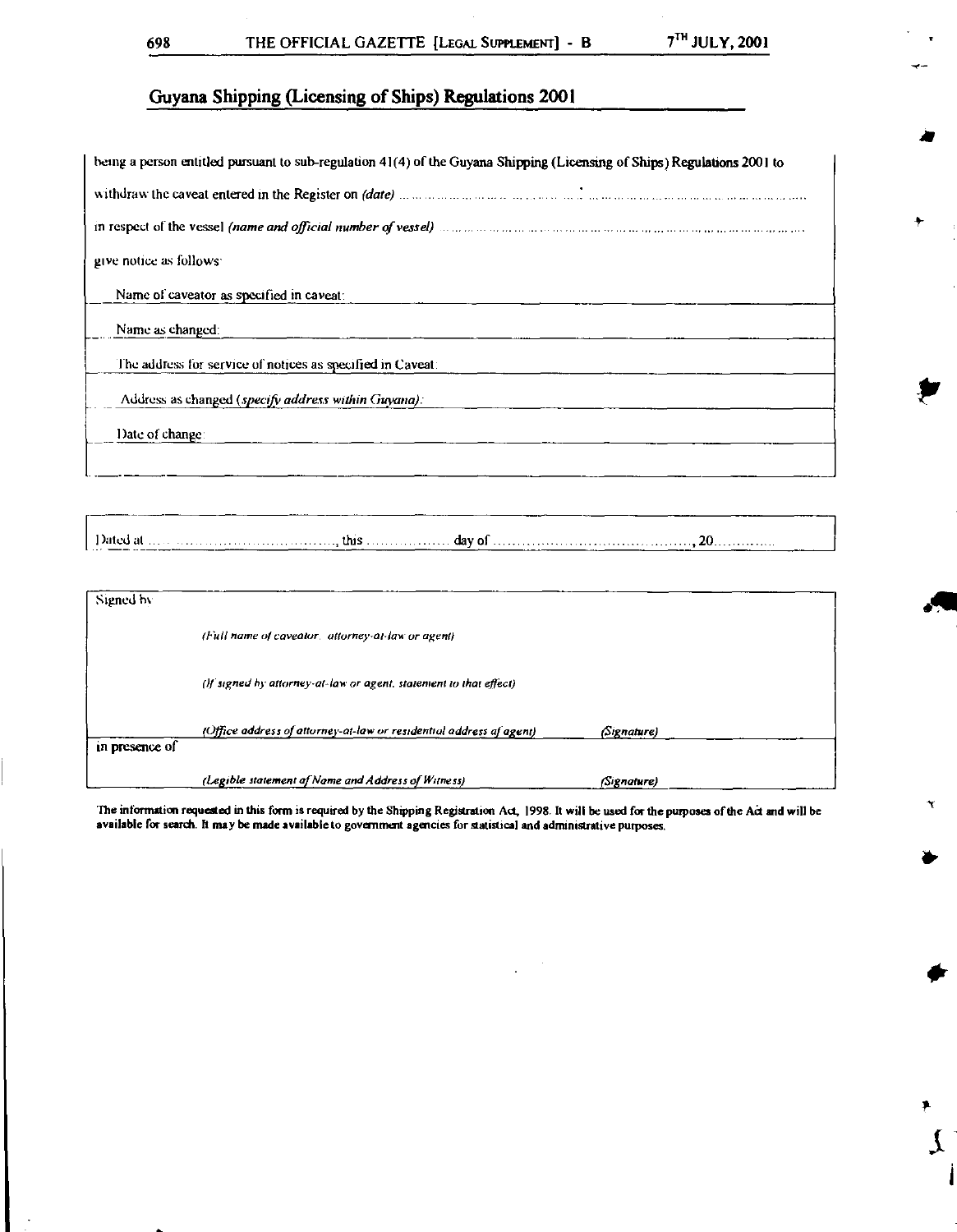## Guyana Shipping (Licensing of Ships) Regulations 2001

being a person entitled pursuant to sub-regulation 41(4) of the Guyana Shipping (Licensing of Ships) Regulations 2001 to

withdraw the caveat entered in the Register on *(date)* ..........................................................................................

in respect of the vessel *(name and official number of vessel)* ..........................................................................................

give notice as follows:

Name of caveator as specified in caveat: ____________________

Name as changed: ____________________

The address for service of notices as specified in Caveat: ____________________

Address as changed (*specify address within Guyana)*: ____________________

Date of change: ____________________

Dated at ......................................., this .................. day of ..........................................., 20.............

Signed by

*(Full name of caveator, attorney-at-law or agent)*

*(If signed by attorney-at-law or agent, statement to that effect)*

*(Office address of attorney-at-law or residential address of agent)* *(Signature)*

in presence of

*(Legible statement of Name and Address of Witness)* *(Signature)*

**The information requested in this form is required by the Shipping Registration Act, 1998. It will be used for the purposes of the Act and will be available for search. It may be made available to government agencies for statistical and administrative purposes.**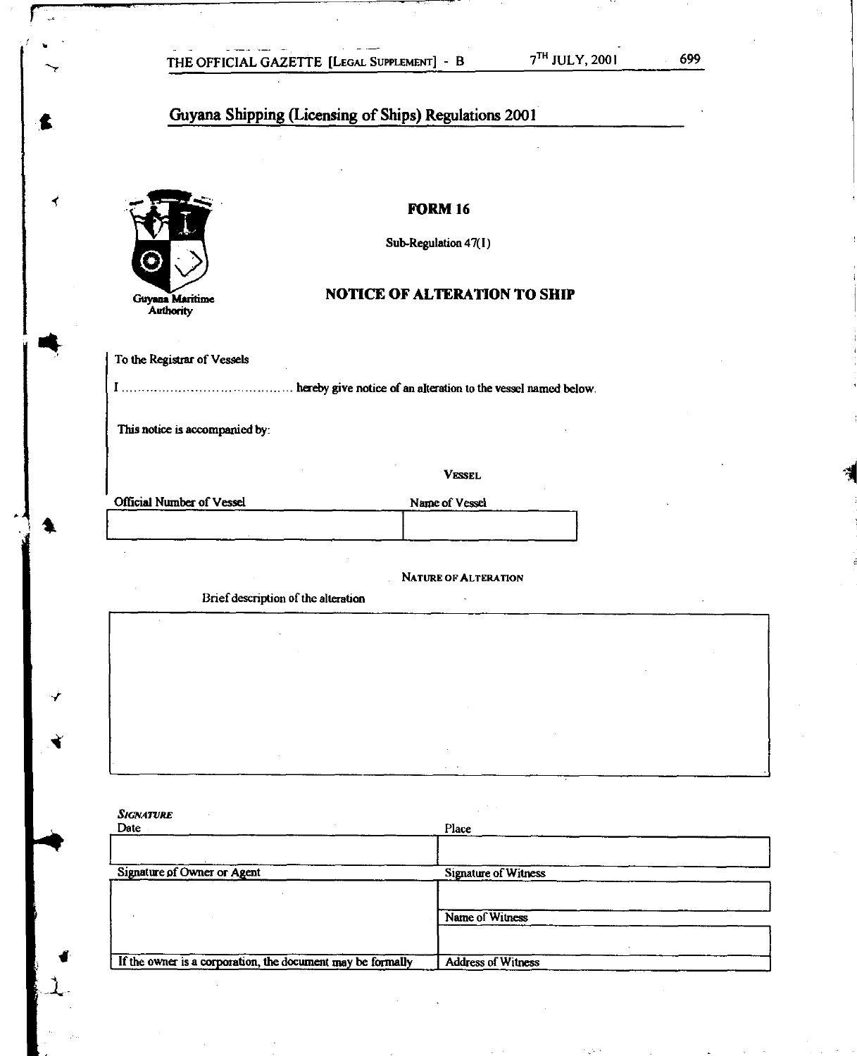Guyana Shipping (Licensing of Ships) Regulations 2001

Guyana Maritime Authority

## FORM 16

Sub-Regulation 47(1)

## NOTICE OF ALTERATION TO SHIP

To the Registrar of Vessels

I ...................................... hereby give notice of an alteration to the vessel named below.

This notice is accompanied by:

### VESSEL

| Official Number of Vessel | Name of Vessel |
|---|---|
| | |

### NATURE OF ALTERATION

Brief description of the alteration

| |
|---|
| |

***SIGNATURE***

| Date | Place |
|---|---|
| | |
| **Signature of Owner or Agent** | **Signature of Witness** |
| | |
| | **Name of Witness** |
| | |
| If the owner is a corporation, the document may be formally | Address of Witness |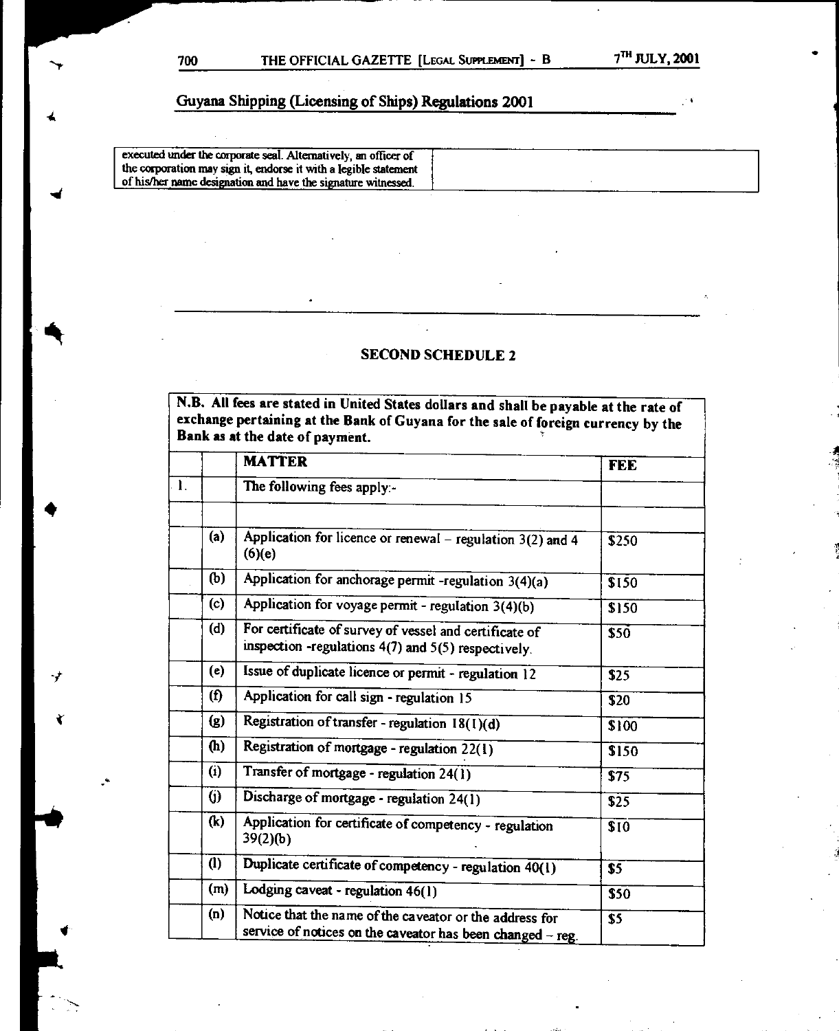## Guyana Shipping (Licensing of Ships) Regulations 2001

| executed under the corporate seal. Alternatively, an officer of the corporation may sign it, endorse it with a legible statement of his/her name designation and have the signature witnessed. | |
|---|---|

## SECOND SCHEDULE 2

**N.B. All fees are stated in United States dollars and shall be payable at the rate of exchange pertaining at the Bank of Guyana for the sale of foreign currency by the Bank as at the date of payment.**

| | | MATTER | FEE |
|---|---|---|---|
| 1. | | The following fees apply:- | |
| | | | |
| | (a) | Application for licence or renewal – regulation 3(2) and 4 (6)(e) | $250 |
| | (b) | Application for anchorage permit -regulation 3(4)(a) | $150 |
| | (c) | Application for voyage permit - regulation 3(4)(b) | $150 |
| | (d) | For certificate of survey of vessel and certificate of inspection -regulations 4(7) and 5(5) respectively. | $50 |
| | (e) | Issue of duplicate licence or permit - regulation 12 | $25 |
| | (f) | Application for call sign - regulation 15 | $20 |
| | (g) | Registration of transfer - regulation 18(1)(d) | $100 |
| | (h) | Registration of mortgage - regulation 22(1) | $150 |
| | (i) | Transfer of mortgage - regulation 24(1) | $75 |
| | (j) | Discharge of mortgage - regulation 24(1) | $25 |
| | (k) | Application for certificate of competency - regulation 39(2)(b) | $10 |
| | (l) | Duplicate certificate of competency - regulation 40(1) | $5 |
| | (m) | Lodging caveat - regulation 46(1) | $50 |
| | (n) | Notice that the name of the caveator or the address for service of notices on the caveator has been changed – reg. | $5 |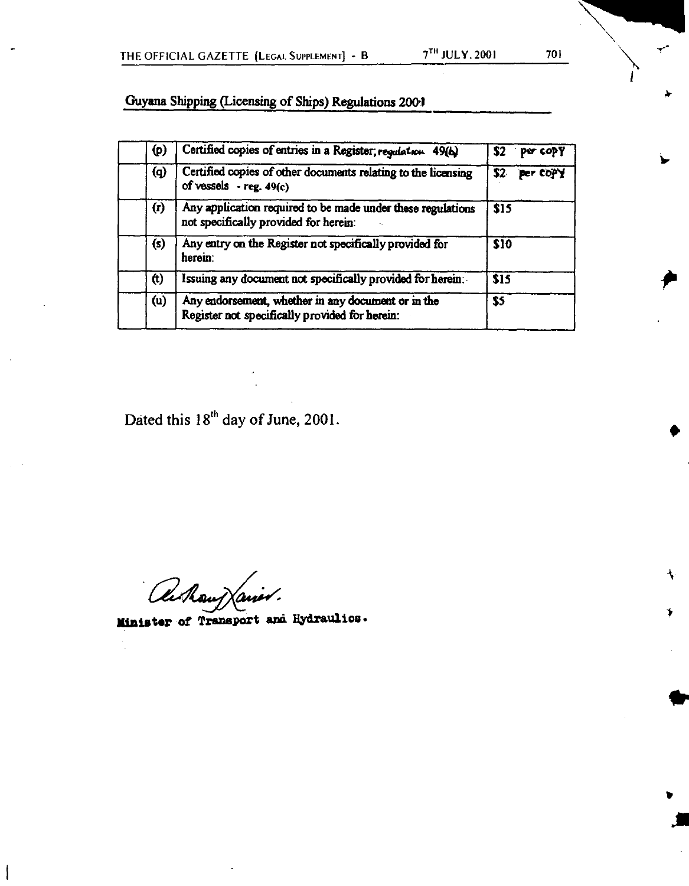Guyana Shipping (Licensing of Ships) Regulations 2001

| | | | |
|---|---|---|---|
| | (p) | Certified copies of entries in a Register; regulation 49(b) | $2 per copy |
| | (q) | Certified copies of other documents relating to the licensing of vessels - reg. 49(c) | $2 per copy |
| | (r) | Any application required to be made under these regulations not specifically provided for herein: | $15 |
| | (s) | Any entry on the Register not specifically provided for herein: | $10 |
| | (t) | Issuing any document not specifically provided for herein: | $15 |
| | (u) | Any endorsement, whether in any document or in the Register not specifically provided for herein: | $5 |

Dated this 18th day of June, 2001.

Anthony Xavier.

**Minister of Transport and Hydraulics.**